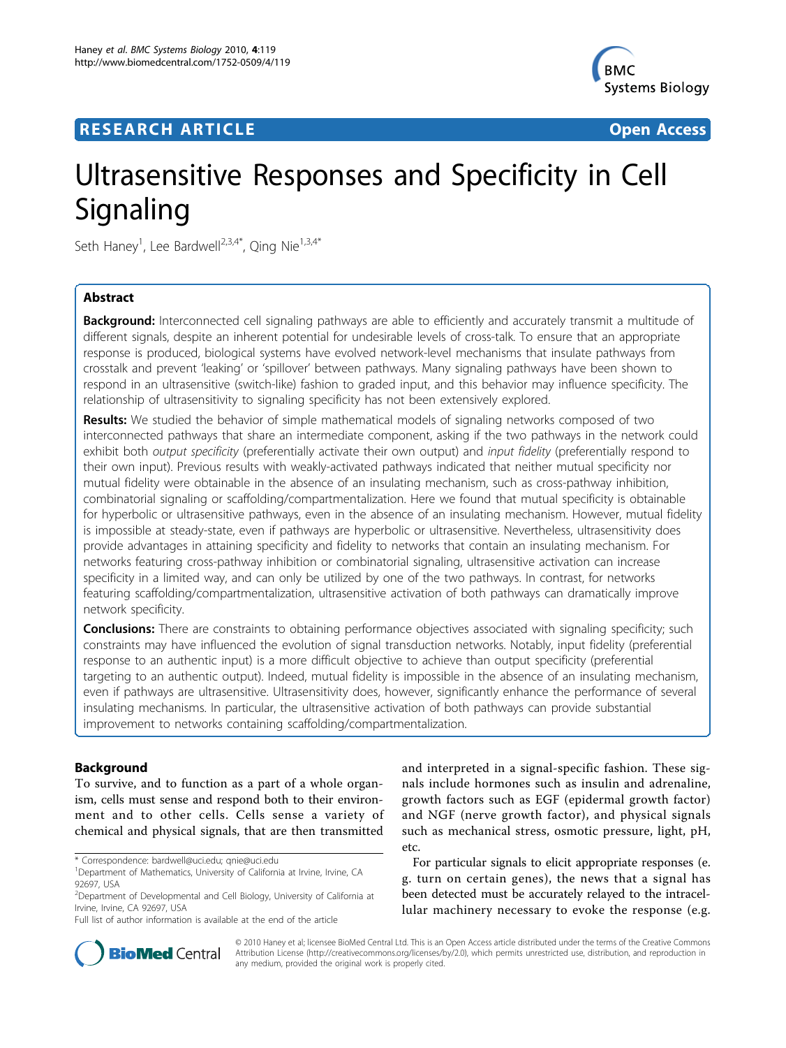RESEARCH ARTICLE Open Access

# Ultrasensitive Responses and Specificity in Cell Signaling

Seth Haney[1], Lee Bardwell[2,3,4*], Qing Nie[1,3,4*]

## Abstract

**Background:** Interconnected cell signaling pathways are able to efficiently and accurately transmit a multitude of different signals, despite an inherent potential for undesirable levels of cross-talk. To ensure that an appropriate response is produced, biological systems have evolved network-level mechanisms that insulate pathways from crosstalk and prevent 'leaking' or 'spillover' between pathways. Many signaling pathways have been shown to respond in an ultrasensitive (switch-like) fashion to graded input, and this behavior may influence specificity. The relationship of ultrasensitivity to signaling specificity has not been extensively explored.

**Results:** We studied the behavior of simple mathematical models of signaling networks composed of two interconnected pathways that share an intermediate component, asking if the two pathways in the network could exhibit both *output specificity* (preferentially activate their own output) and *input fidelity* (preferentially respond to their own input). Previous results with weakly-activated pathways indicated that neither mutual specificity nor mutual fidelity were obtainable in the absence of an insulating mechanism, such as cross-pathway inhibition, combinatorial signaling or scaffolding/compartmentalization. Here we found that mutual specificity is obtainable for hyperbolic or ultrasensitive pathways, even in the absence of an insulating mechanism. However, mutual fidelity is impossible at steady-state, even if pathways are hyperbolic or ultrasensitive. Nevertheless, ultrasensitivity does provide advantages in attaining specificity and fidelity to networks that contain an insulating mechanism. For networks featuring cross-pathway inhibition or combinatorial signaling, ultrasensitive activation can increase specificity in a limited way, and can only be utilized by one of the two pathways. In contrast, for networks featuring scaffolding/compartmentalization, ultrasensitive activation of both pathways can dramatically improve network specificity.

**Conclusions:** There are constraints to obtaining performance objectives associated with signaling specificity; such constraints may have influenced the evolution of signal transduction networks. Notably, input fidelity (preferential response to an authentic input) is a more difficult objective to achieve than output specificity (preferential targeting to an authentic output). Indeed, mutual fidelity is impossible in the absence of an insulating mechanism, even if pathways are ultrasensitive. Ultrasensitivity does, however, significantly enhance the performance of several insulating mechanisms. In particular, the ultrasensitive activation of both pathways can provide substantial improvement to networks containing scaffolding/compartmentalization.

## Background

To survive, and to function as a part of a whole organism, cells must sense and respond both to their environment and to other cells. Cells sense a variety of chemical and physical signals, that are then transmitted and interpreted in a signal-specific fashion. These signals include hormones such as insulin and adrenaline, growth factors such as EGF (epidermal growth factor) and NGF (nerve growth factor), and physical signals such as mechanical stress, osmotic pressure, light, pH, etc.

For particular signals to elicit appropriate responses (e.g. turn on certain genes), the news that a signal has been detected must be accurately relayed to the intracellular machinery necessary to evoke the response (e.g.

\* Correspondence: bardwell@uci.edu; qnie@uci.edu
[1]Department of Mathematics, University of California at Irvine, Irvine, CA 92697, USA
[2]Department of Developmental and Cell Biology, University of California at Irvine, Irvine, CA 92697, USA
Full list of author information is available at the end of the article

© 2010 Haney et al; licensee BioMed Central Ltd. This is an Open Access article distributed under the terms of the Creative Commons Attribution License (http://creativecommons.org/licenses/by/2.0), which permits unrestricted use, distribution, and reproduction in any medium, provided the original work is properly cited.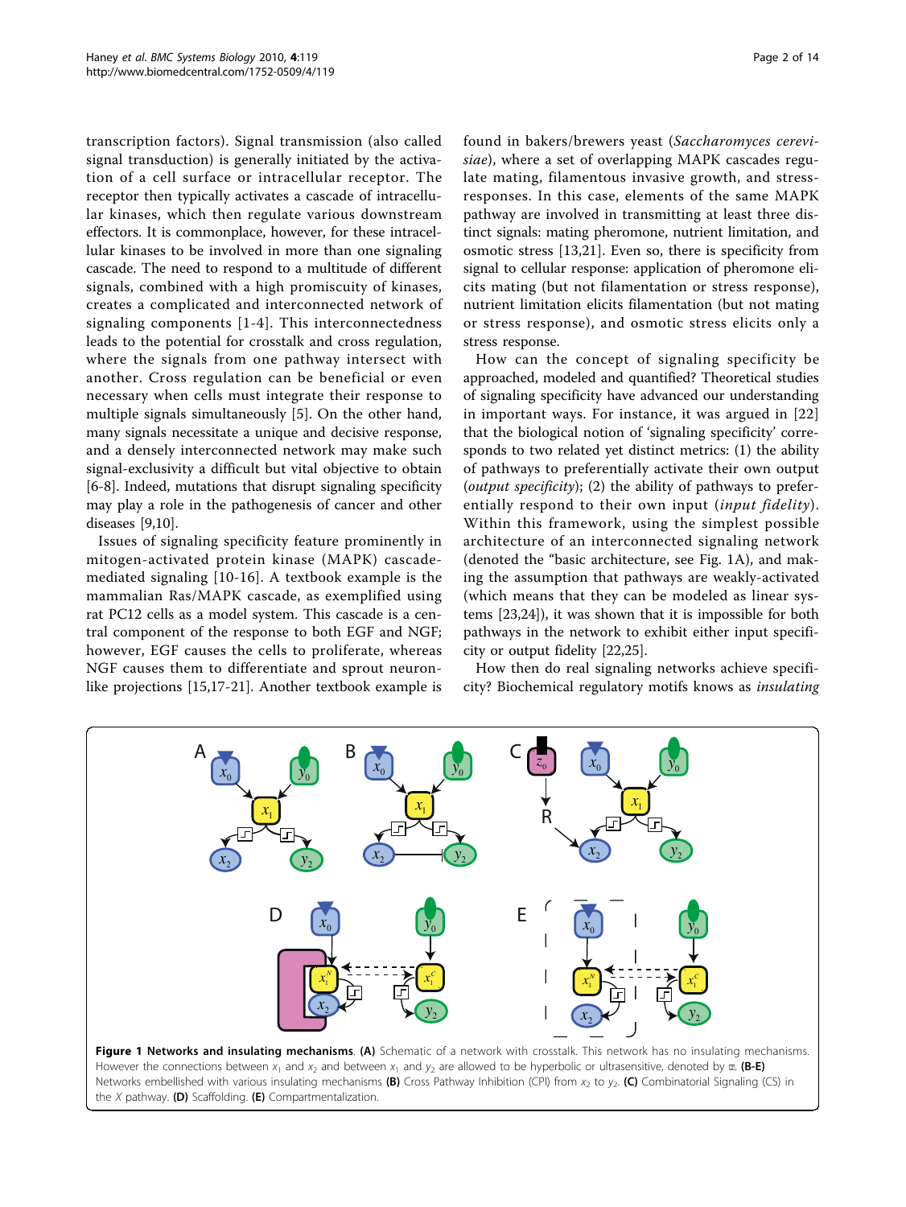transcription factors). Signal transmission (also called signal transduction) is generally initiated by the activation of a cell surface or intracellular receptor. The receptor then typically activates a cascade of intracellular kinases, which then regulate various downstream effectors. It is commonplace, however, for these intracellular kinases to be involved in more than one signaling cascade. The need to respond to a multitude of different signals, combined with a high promiscuity of kinases, creates a complicated and interconnected network of signaling components [1-4]. This interconnectedness leads to the potential for crosstalk and cross regulation, where the signals from one pathway intersect with another. Cross regulation can be beneficial or even necessary when cells must integrate their response to multiple signals simultaneously [5]. On the other hand, many signals necessitate a unique and decisive response, and a densely interconnected network may make such signal-exclusivity a difficult but vital objective to obtain [6-8]. Indeed, mutations that disrupt signaling specificity may play a role in the pathogenesis of cancer and other diseases [9,10].

Issues of signaling specificity feature prominently in mitogen-activated protein kinase (MAPK) cascade-mediated signaling [10-16]. A textbook example is the mammalian Ras/MAPK cascade, as exemplified using rat PC12 cells as a model system. This cascade is a central component of the response to both EGF and NGF; however, EGF causes the cells to proliferate, whereas NGF causes them to differentiate and sprout neuron-like projections [15,17-21]. Another textbook example is found in bakers/brewers yeast (*Saccharomyces cerevisiae*), where a set of overlapping MAPK cascades regulate mating, filamentous invasive growth, and stress-responses. In this case, elements of the same MAPK pathway are involved in transmitting at least three distinct signals: mating pheromone, nutrient limitation, and osmotic stress [13,21]. Even so, there is specificity from signal to cellular response: application of pheromone elicits mating (but not filamentation or stress response), nutrient limitation elicits filamentation (but not mating or stress response), and osmotic stress elicits only a stress response.

How can the concept of signaling specificity be approached, modeled and quantified? Theoretical studies of signaling specificity have advanced our understanding in important ways. For instance, it was argued in [22] that the biological notion of 'signaling specificity' corresponds to two related yet distinct metrics: (1) the ability of pathways to preferentially activate their own output (*output specificity*); (2) the ability of pathways to preferentially respond to their own input (*input fidelity*). Within this framework, using the simplest possible architecture of an interconnected signaling network (denoted the "basic architecture, see Fig. 1A), and making the assumption that pathways are weakly-activated (which means that they can be modeled as linear systems [23,24]), it was shown that it is impossible for both pathways in the network to exhibit either input specificity or output fidelity [22,25].

How then do real signaling networks achieve specificity? Biochemical regulatory motifs knows as *insulating*

**Figure 1 Networks and insulating mechanisms**. **(A)** Schematic of a network with crosstalk. This network has no insulating mechanisms. However the connections between $x_1$ and $x_2$ and between $x_1$ and $y_2$ are allowed to be hyperbolic or ultrasensitive, denoted by ⎍. **(B-E)** Networks embellished with various insulating mechanisms **(B)** Cross Pathway Inhibition (CPI) from $x_2$ to $y_2$. **(C)** Combinatorial Signaling (CS) in the $X$ pathway. **(D)** Scaffolding. **(E)** Compartmentalization.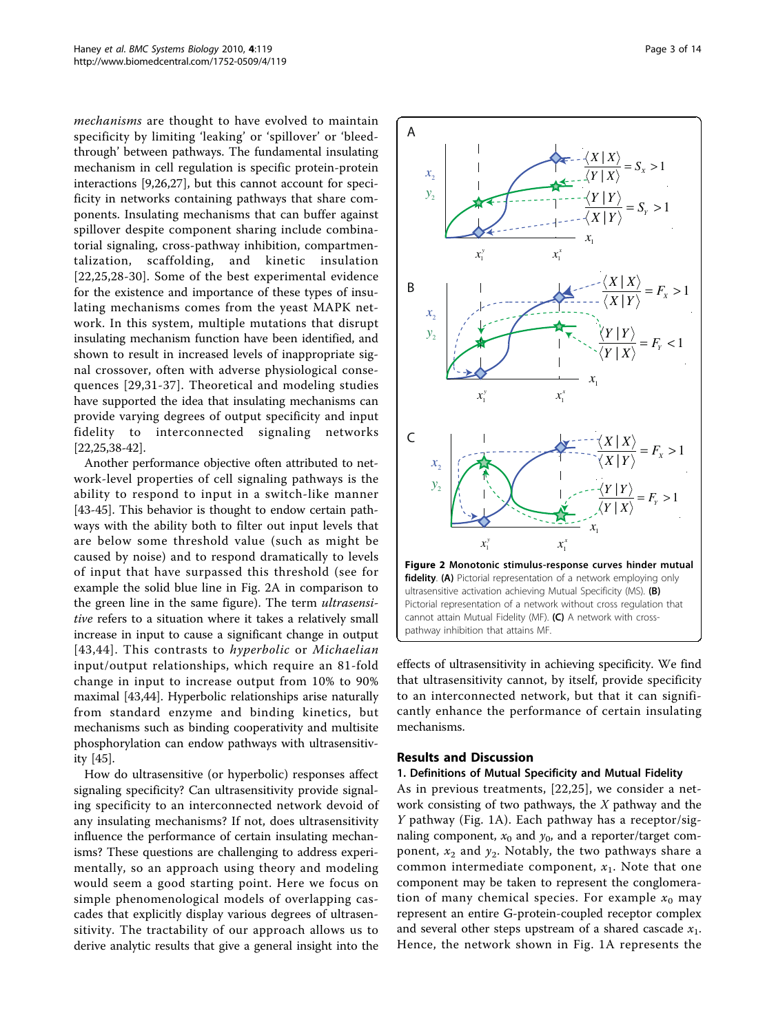*mechanisms* are thought to have evolved to maintain specificity by limiting 'leaking' or 'spillover' or 'bleed-through' between pathways. The fundamental insulating mechanism in cell regulation is specific protein-protein interactions [9,26,27], but this cannot account for specificity in networks containing pathways that share components. Insulating mechanisms that can buffer against spillover despite component sharing include combinatorial signaling, cross-pathway inhibition, compartmentalization, scaffolding, and kinetic insulation [22,25,28-30]. Some of the best experimental evidence for the existence and importance of these types of insulating mechanisms comes from the yeast MAPK network. In this system, multiple mutations that disrupt insulating mechanism function have been identified, and shown to result in increased levels of inappropriate signal crossover, often with adverse physiological consequences [29,31-37]. Theoretical and modeling studies have supported the idea that insulating mechanisms can provide varying degrees of output specificity and input fidelity to interconnected signaling networks [22,25,38-42].

Another performance objective often attributed to network-level properties of cell signaling pathways is the ability to respond to input in a switch-like manner [43-45]. This behavior is thought to endow certain pathways with the ability both to filter out input levels that are below some threshold value (such as might be caused by noise) and to respond dramatically to levels of input that have surpassed this threshold (see for example the solid blue line in Fig. 2A in comparison to the green line in the same figure). The term *ultrasensitive* refers to a situation where it takes a relatively small increase in input to cause a significant change in output [43,44]. This contrasts to *hyperbolic* or *Michaelian* input/output relationships, which require an 81-fold change in input to increase output from 10% to 90% maximal [43,44]. Hyperbolic relationships arise naturally from standard enzyme and binding kinetics, but mechanisms such as binding cooperativity and multisite phosphorylation can endow pathways with ultrasensitivity [45].

How do ultrasensitive (or hyperbolic) responses affect signaling specificity? Can ultrasensitivity provide signaling specificity to an interconnected network devoid of any insulating mechanisms? If not, does ultrasensitivity influence the performance of certain insulating mechanisms? These questions are challenging to address experimentally, so an approach using theory and modeling would seem a good starting point. Here we focus on simple phenomenological models of overlapping cascades that explicitly display various degrees of ultrasensitivity. The tractability of our approach allows us to derive analytic results that give a general insight into the effects of ultrasensitivity in achieving specificity. We find that ultrasensitivity cannot, by itself, provide specificity to an interconnected network, but that it can significantly enhance the performance of certain insulating mechanisms.

**Figure 2 Monotonic stimulus-response curves hinder mutual fidelity**. **(A)** Pictorial representation of a network employing only ultrasensitive activation achieving Mutual Specificity (MS). **(B)** Pictorial representation of a network without cross regulation that cannot attain Mutual Fidelity (MF). **(C)** A network with cross-pathway inhibition that attains MF.

## Results and Discussion

### 1. Definitions of Mutual Specificity and Mutual Fidelity

As in previous treatments, [22,25], we consider a network consisting of two pathways, the $X$ pathway and the $Y$ pathway (Fig. 1A). Each pathway has a receptor/signaling component, $x_0$ and $y_0$, and a reporter/target component, $x_2$ and $y_2$. Notably, the two pathways share a common intermediate component, $x_1$. Note that one component may be taken to represent the conglomeration of many chemical species. For example $x_0$ may represent an entire G-protein-coupled receptor complex and several other steps upstream of a shared cascade $x_1$. Hence, the network shown in Fig. 1A represents the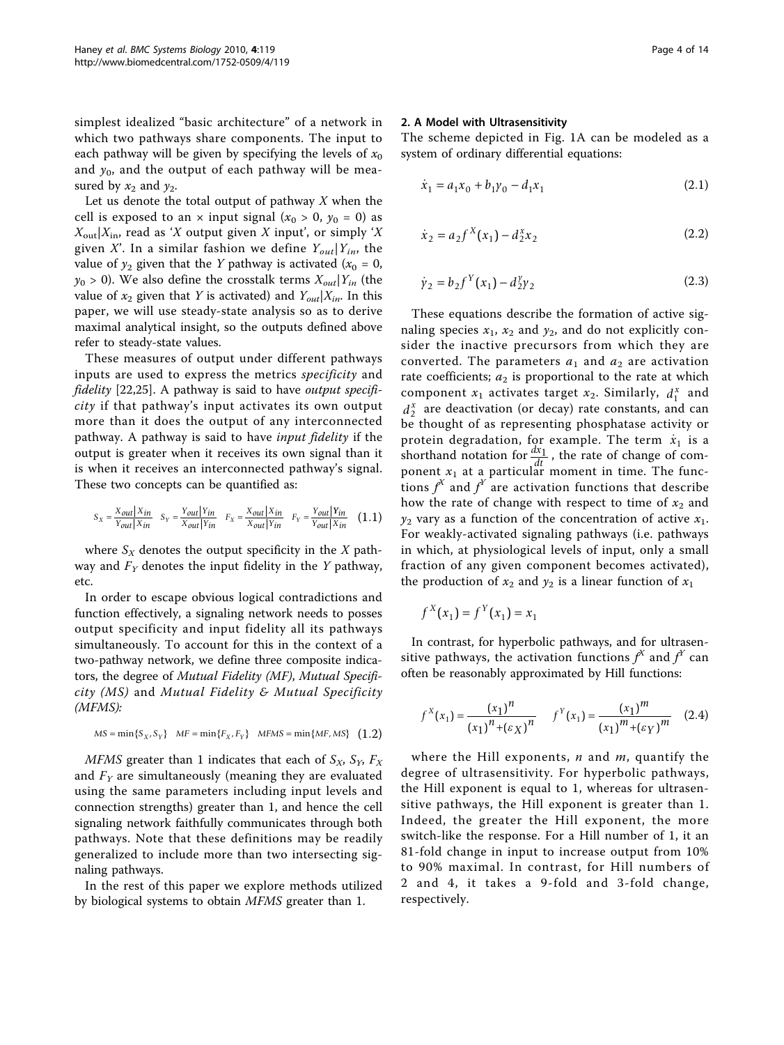simplest idealized "basic architecture" of a network in which two pathways share components. The input to each pathway will be given by specifying the levels of $x_0$ and $y_0$, and the output of each pathway will be measured by $x_2$ and $y_2$.

Let us denote the total output of pathway $X$ when the cell is exposed to an × input signal ($x_0 > 0$, $y_0 = 0$) as $X_{out}|X_{in}$, read as '$X$ output given $X$ input', or simply '$X$ given $X$'. In a similar fashion we define $Y_{out}|Y_{in}$, the value of $y_2$ given that the $Y$ pathway is activated ($x_0 = 0$, $y_0 > 0$). We also define the crosstalk terms $X_{out}|Y_{in}$ (the value of $x_2$ given that $Y$ is activated) and $Y_{out}|X_{in}$. In this paper, we will use steady-state analysis so as to derive maximal analytical insight, so the outputs defined above refer to steady-state values.

These measures of output under different pathways inputs are used to express the metrics *specificity* and *fidelity* [22,25]. A pathway is said to have *output specificity* if that pathway's input activates its own output more than it does the output of any interconnected pathway. A pathway is said to have *input fidelity* if the output is greater when it receives its own signal than it is when it receives an interconnected pathway's signal. These two concepts can be quantified as:

$$S_X = \frac{X_{out}|X_{in}}{Y_{out}|X_{in}} \quad S_Y = \frac{Y_{out}|Y_{in}}{X_{out}|Y_{in}} \quad F_X = \frac{X_{out}|X_{in}}{X_{out}|Y_{in}} \quad F_Y = \frac{Y_{out}|Y_{in}}{Y_{out}|X_{in}} \quad (1.1)$$

where $S_X$ denotes the output specificity in the $X$ pathway and $F_Y$ denotes the input fidelity in the $Y$ pathway, etc.

In order to escape obvious logical contradictions and function effectively, a signaling network needs to posses output specificity and input fidelity all its pathways simultaneously. To account for this in the context of a two-pathway network, we define three composite indicators, the degree of *Mutual Fidelity (MF)*, *Mutual Specificity (MS)* and *Mutual Fidelity & Mutual Specificity (MFMS)*:

$$MS = \min\{S_X, S_Y\} \quad MF = \min\{F_X, F_Y\} \quad MFMS = \min\{MF, MS\} \quad (1.2)$$

*MFMS* greater than 1 indicates that each of $S_X$, $S_Y$, $F_X$ and $F_Y$ are simultaneously (meaning they are evaluated using the same parameters including input levels and connection strengths) greater than 1, and hence the cell signaling network faithfully communicates through both pathways. Note that these definitions may be readily generalized to include more than two intersecting signaling pathways.

In the rest of this paper we explore methods utilized by biological systems to obtain *MFMS* greater than 1.

### 2. A Model with Ultrasensitivity

The scheme depicted in Fig. 1A can be modeled as a system of ordinary differential equations:

$$\dot{x}_1 = a_1 x_0 + b_1 y_0 - d_1 x_1 \quad (2.1)$$

$$\dot{x}_2 = a_2 f^X(x_1) - d_2^x x_2 \quad (2.2)$$

$$\dot{y}_2 = b_2 f^Y(x_1) - d_2^y y_2 \quad (2.3)$$

These equations describe the formation of active signaling species $x_1$, $x_2$ and $y_2$, and do not explicitly consider the inactive precursors from which they are converted. The parameters $a_1$ and $a_2$ are activation rate coefficients; $a_2$ is proportional to the rate at which component $x_1$ activates target $x_2$. Similarly, $d_1^x$ and $d_2^x$ are deactivation (or decay) rate constants, and can be thought of as representing phosphatase activity or protein degradation, for example. The term $\dot{x}_1$ is a shorthand notation for $\frac{dx_1}{dt}$, the rate of change of component $x_1$ at a particular moment in time. The functions $f^X$ and $f^Y$ are activation functions that describe how the rate of change with respect to time of $x_2$ and $y_2$ vary as a function of the concentration of active $x_1$. For weakly-activated signaling pathways (i.e. pathways in which, at physiological levels of input, only a small fraction of any given component becomes activated), the production of $x_2$ and $y_2$ is a linear function of $x_1$

$$f^X(x_1) = f^Y(x_1) = x_1$$

In contrast, for hyperbolic pathways, and for ultrasensitive pathways, the activation functions $f^X$ and $f^Y$ can often be reasonably approximated by Hill functions:

$$f^X(x_1) = \frac{(x_1)^n}{(x_1)^n + (\varepsilon_X)^n} \qquad f^Y(x_1) = \frac{(x_1)^m}{(x_1)^m + (\varepsilon_Y)^m} \quad (2.4)$$

where the Hill exponents, $n$ and $m$, quantify the degree of ultrasensitivity. For hyperbolic pathways, the Hill exponent is equal to 1, whereas for ultrasensitive pathways, the Hill exponent is greater than 1. Indeed, the greater the Hill exponent, the more switch-like the response. For a Hill number of 1, it an 81-fold change in input to increase output from 10% to 90% maximal. In contrast, for Hill numbers of 2 and 4, it takes a 9-fold and 3-fold change, respectively.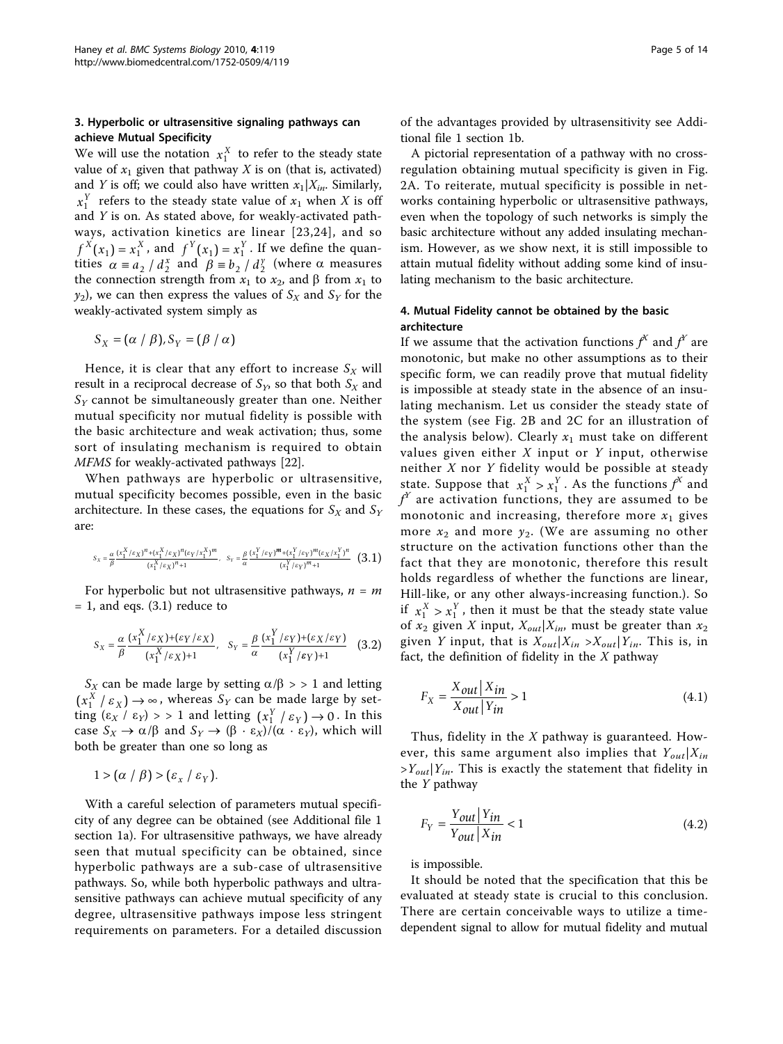### 3. Hyperbolic or ultrasensitive signaling pathways can achieve Mutual Specificity

We will use the notation $x_1^X$ to refer to the steady state value of $x_1$ given that pathway $X$ is on (that is, activated) and $Y$ is off; we could also have written $x_1|X_{in}$. Similarly, $x_1^Y$ refers to the steady state value of $x_1$ when $X$ is off and $Y$ is on. As stated above, for weakly-activated pathways, activation kinetics are linear [23,24], and so $f^X(x_1) = x_1^X$, and $f^Y(x_1) = x_1^Y$. If we define the quantities $\alpha \equiv a_2 / d_2^x$ and $\beta \equiv b_2 / d_2^y$ (where $\alpha$ measures the connection strength from $x_1$ to $x_2$, and $\beta$ from $x_1$ to $y_2$), we can then express the values of $S_X$ and $S_Y$ for the weakly-activated system simply as

$$S_X = (\alpha / \beta), S_Y = (\beta / \alpha)$$

Hence, it is clear that any effort to increase $S_X$ will result in a reciprocal decrease of $S_Y$, so that both $S_X$ and $S_Y$ cannot be simultaneously greater than one. Neither mutual specificity nor mutual fidelity is possible with the basic architecture and weak activation; thus, some sort of insulating mechanism is required to obtain *MFMS* for weakly-activated pathways [22].

When pathways are hyperbolic or ultrasensitive, mutual specificity becomes possible, even in the basic architecture. In these cases, the equations for $S_X$ and $S_Y$ are:

$$S_X = \frac{\alpha}{\beta} \frac{(x_1^X/\varepsilon_X)^n + (x_1^X/\varepsilon_X)^n (\varepsilon_Y/x_1^X)^m}{(x_1^X/\varepsilon_X)^n + 1}, \quad S_Y = \frac{\beta}{\alpha} \frac{(x_1^Y/\varepsilon_Y)^m + (x_1^Y/\varepsilon_Y)^m (\varepsilon_X/x_1^Y)^n}{(x_1^Y/\varepsilon_Y)^m + 1} \quad (3.1)$$

For hyperbolic but not ultrasensitive pathways, $n = m = 1$, and eqs. (3.1) reduce to

$$S_X = \frac{\alpha}{\beta} \frac{(x_1^X/\varepsilon_X) + (\varepsilon_Y/\varepsilon_X)}{(x_1^X/\varepsilon_X) + 1}, \quad S_Y = \frac{\beta}{\alpha} \frac{(x_1^Y/\varepsilon_Y) + (\varepsilon_X/\varepsilon_Y)}{(x_1^Y/\varepsilon_Y) + 1} \quad (3.2)$$

$S_X$ can be made large by setting $\alpha/\beta >> 1$ and letting $(x_1^X / \varepsilon_X) \to \infty$, whereas $S_Y$ can be made large by setting $(\varepsilon_X / \varepsilon_Y) >> 1$ and letting $(x_1^Y / \varepsilon_Y) \to 0$. In this case $S_X \to \alpha/\beta$ and $S_Y \to (\beta \cdot \varepsilon_X)/(\alpha \cdot \varepsilon_Y)$, which will both be greater than one so long as

$$1 > (\alpha / \beta) > (\varepsilon_x / \varepsilon_Y).$$

With a careful selection of parameters mutual specificity of any degree can be obtained (see Additional file 1 section 1a). For ultrasensitive pathways, we have already seen that mutual specificity can be obtained, since hyperbolic pathways are a sub-case of ultrasensitive pathways. So, while both hyperbolic pathways and ultrasensitive pathways can achieve mutual specificity of any degree, ultrasensitive pathways impose less stringent requirements on parameters. For a detailed discussion of the advantages provided by ultrasensitivity see Additional file 1 section 1b.

A pictorial representation of a pathway with no cross-regulation obtaining mutual specificity is given in Fig. 2A. To reiterate, mutual specificity is possible in networks containing hyperbolic or ultrasensitive pathways, even when the topology of such networks is simply the basic architecture without any added insulating mechanism. However, as we show next, it is still impossible to attain mutual fidelity without adding some kind of insulating mechanism to the basic architecture.

### 4. Mutual Fidelity cannot be obtained by the basic architecture

If we assume that the activation functions $f^X$ and $f^Y$ are monotonic, but make no other assumptions as to their specific form, we can readily prove that mutual fidelity is impossible at steady state in the absence of an insulating mechanism. Let us consider the steady state of the system (see Fig. 2B and 2C for an illustration of the analysis below). Clearly $x_1$ must take on different values given either $X$ input or $Y$ input, otherwise neither $X$ nor $Y$ fidelity would be possible at steady state. Suppose that $x_1^X > x_1^Y$. As the functions $f^X$ and $f^Y$ are activation functions, they are assumed to be monotonic and increasing, therefore more $x_1$ gives more $x_2$ and more $y_2$. (We are assuming no other structure on the activation functions other than the fact that they are monotonic, therefore this result holds regardless of whether the functions are linear, Hill-like, or any other always-increasing function.). So if $x_1^X > x_1^Y$, then it must be that the steady state value of $x_2$ given $X$ input, $X_{out}|X_{in}$, must be greater than $x_2$ given $Y$ input, that is $X_{out}|X_{in} > X_{out}|Y_{in}$. This is, in fact, the definition of fidelity in the $X$ pathway

$$F_X = \frac{X_{out}|X_{in}}{X_{out}|Y_{in}} > 1 \quad (4.1)$$

Thus, fidelity in the $X$ pathway is guaranteed. However, this same argument also implies that $Y_{out}|X_{in} > Y_{out}|Y_{in}$. This is exactly the statement that fidelity in the $Y$ pathway

$$F_Y = \frac{Y_{out}|Y_{in}}{Y_{out}|X_{in}} < 1 \quad (4.2)$$

is impossible.

It should be noted that the specification that this be evaluated at steady state is crucial to this conclusion. There are certain conceivable ways to utilize a time-dependent signal to allow for mutual fidelity and mutual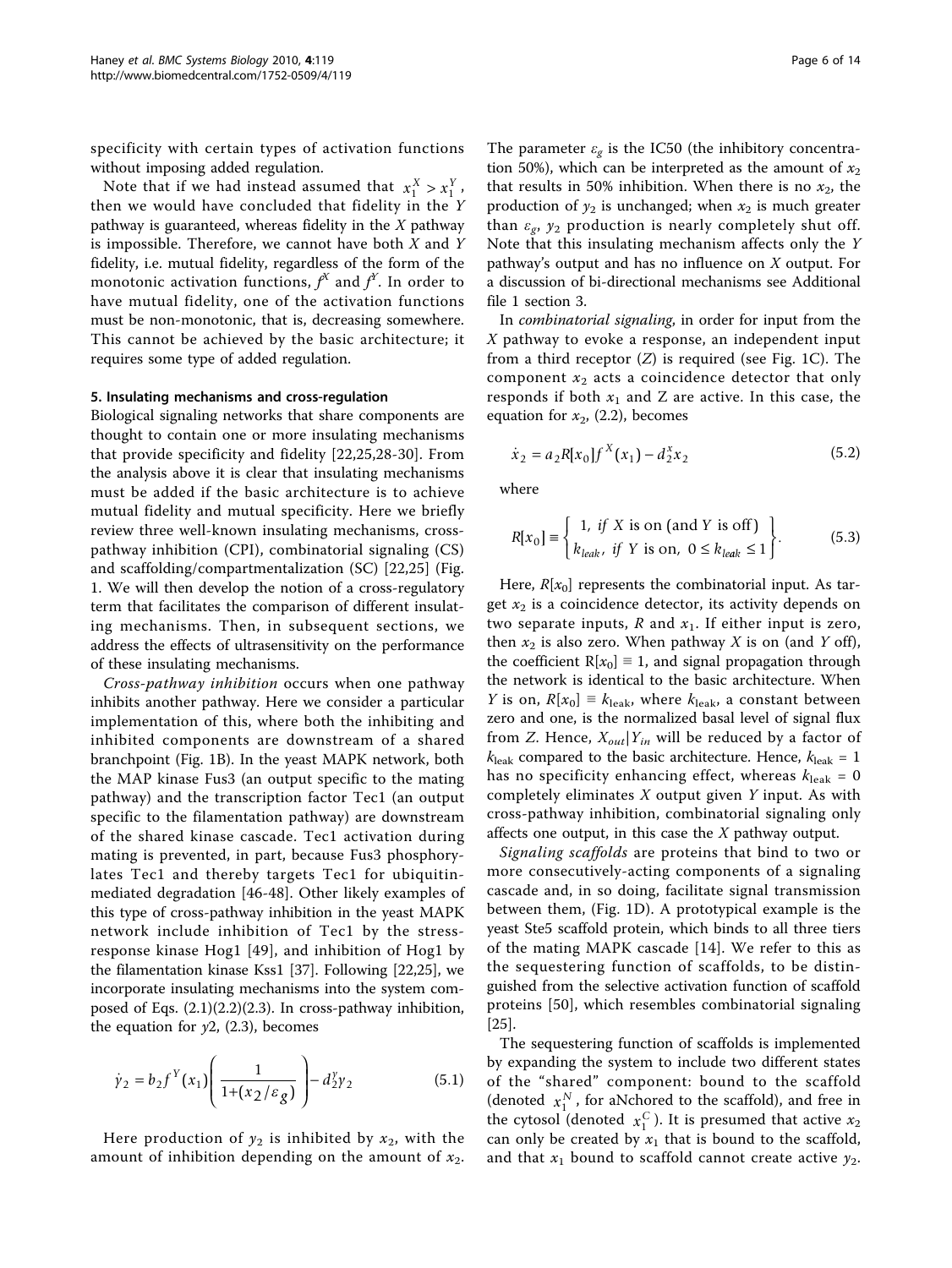specificity with certain types of activation functions without imposing added regulation.

Note that if we had instead assumed that $x_1^X > x_1^Y$, then we would have concluded that fidelity in the $Y$ pathway is guaranteed, whereas fidelity in the $X$ pathway is impossible. Therefore, we cannot have both $X$ and $Y$ fidelity, i.e. mutual fidelity, regardless of the form of the monotonic activation functions, $f^X$ and $f^Y$. In order to have mutual fidelity, one of the activation functions must be non-monotonic, that is, decreasing somewhere. This cannot be achieved by the basic architecture; it requires some type of added regulation.

#### 5. Insulating mechanisms and cross-regulation

Biological signaling networks that share components are thought to contain one or more insulating mechanisms that provide specificity and fidelity [22,25,28-30]. From the analysis above it is clear that insulating mechanisms must be added if the basic architecture is to achieve mutual fidelity and mutual specificity. Here we briefly review three well-known insulating mechanisms, cross-pathway inhibition (CPI), combinatorial signaling (CS) and scaffolding/compartmentalization (SC) [22,25] (Fig. 1. We will then develop the notion of a cross-regulatory term that facilitates the comparison of different insulating mechanisms. Then, in subsequent sections, we address the effects of ultrasensitivity on the performance of these insulating mechanisms.

*Cross-pathway inhibition* occurs when one pathway inhibits another pathway. Here we consider a particular implementation of this, where both the inhibiting and inhibited components are downstream of a shared branchpoint (Fig. 1B). In the yeast MAPK network, both the MAP kinase Fus3 (an output specific to the mating pathway) and the transcription factor Tec1 (an output specific to the filamentation pathway) are downstream of the shared kinase cascade. Tec1 activation during mating is prevented, in part, because Fus3 phosphorylates Tec1 and thereby targets Tec1 for ubiquitin-mediated degradation [46-48]. Other likely examples of this type of cross-pathway inhibition in the yeast MAPK network include inhibition of Tec1 by the stress-response kinase Hog1 [49], and inhibition of Hog1 by the filamentation kinase Kss1 [37]. Following [22,25], we incorporate insulating mechanisms into the system composed of Eqs. (2.1)(2.2)(2.3). In cross-pathway inhibition, the equation for $y2$, (2.3), becomes

$$\dot{y}_2 = b_2 f^Y(x_1)\left(\frac{1}{1+(x_2/\varepsilon_g)}\right) - d_2^y y_2 \tag{5.1}$$

Here production of $y_2$ is inhibited by $x_2$, with the amount of inhibition depending on the amount of $x_2$. The parameter $\varepsilon_g$ is the IC50 (the inhibitory concentration 50%), which can be interpreted as the amount of $x_2$ that results in 50% inhibition. When there is no $x_2$, the production of $y_2$ is unchanged; when $x_2$ is much greater than $\varepsilon_g$, $y_2$ production is nearly completely shut off. Note that this insulating mechanism affects only the $Y$ pathway's output and has no influence on $X$ output. For a discussion of bi-directional mechanisms see Additional file 1 section 3.

In *combinatorial signaling*, in order for input from the $X$ pathway to evoke a response, an independent input from a third receptor ($Z$) is required (see Fig. 1C). The component $x_2$ acts a coincidence detector that only responds if both $x_1$ and Z are active. In this case, the equation for $x_2$, (2.2), becomes

$$\dot{x}_2 = a_2 R[x_0] f^X(x_1) - d_2^x x_2 \tag{5.2}$$

where

$$R[x_0] \equiv \left\{ \begin{array}{l} 1,\ if\ X\ \text{is on (and}\ Y\ \text{is off)} \\ k_{leak},\ if\ Y\ \text{is on},\ 0 \le k_{leak} \le 1 \end{array} \right\}. \tag{5.3}$$

Here, $R[x_0]$ represents the combinatorial input. As target $x_2$ is a coincidence detector, its activity depends on two separate inputs, $R$ and $x_1$. If either input is zero, then $x_2$ is also zero. When pathway $X$ is on (and $Y$ off), the coefficient $R[x_0] \equiv 1$, and signal propagation through the network is identical to the basic architecture. When $Y$ is on, $R[x_0] \equiv k_{leak}$, where $k_{leak}$, a constant between zero and one, is the normalized basal level of signal flux from $Z$. Hence, $X_{out}|Y_{in}$ will be reduced by a factor of $k_{leak}$ compared to the basic architecture. Hence, $k_{leak} = 1$ has no specificity enhancing effect, whereas $k_{leak} = 0$ completely eliminates $X$ output given $Y$ input. As with cross-pathway inhibition, combinatorial signaling only affects one output, in this case the $X$ pathway output.

*Signaling scaffolds* are proteins that bind to two or more consecutively-acting components of a signaling cascade and, in so doing, facilitate signal transmission between them, (Fig. 1D). A prototypical example is the yeast Ste5 scaffold protein, which binds to all three tiers of the mating MAPK cascade [14]. We refer to this as the sequestering function of scaffolds, to be distinguished from the selective activation function of scaffold proteins [50], which resembles combinatorial signaling [25].

The sequestering function of scaffolds is implemented by expanding the system to include two different states of the "shared" component: bound to the scaffold (denoted $x_1^N$, for aNchored to the scaffold), and free in the cytosol (denoted $x_1^C$). It is presumed that active $x_2$ can only be created by $x_1$ that is bound to the scaffold, and that $x_1$ bound to scaffold cannot create active $y_2$.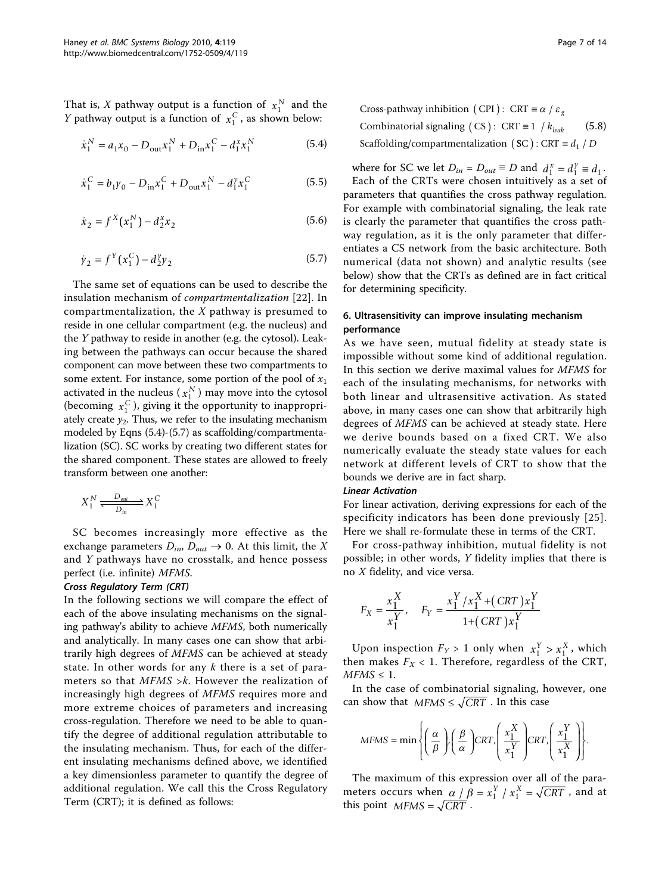That is, $X$ pathway output is a function of $x_1^N$ and the $Y$ pathway output is a function of $x_1^C$, as shown below:

$$\dot{x}_1^N = a_1 x_0 - D_{\text{out}} x_1^N + D_{\text{in}} x_1^C - d_1^x x_1^N \tag{5.4}$$

$$\dot{x}_1^C = b_1 y_0 - D_{\text{in}} x_1^C + D_{\text{out}} x_1^N - d_1^y x_1^C \tag{5.5}$$

$$\dot{x}_2 = f^X(x_1^N) - d_2^x x_2 \tag{5.6}$$

$$\dot{y}_2 = f^Y(x_1^C) - d_2^y y_2 \tag{5.7}$$

The same set of equations can be used to describe the insulation mechanism of *compartmentalization* [22]. In compartmentalization, the $X$ pathway is presumed to reside in one cellular compartment (e.g. the nucleus) and the $Y$ pathway to reside in another (e.g. the cytosol). Leaking between the pathways can occur because the shared component can move between these two compartments to some extent. For instance, some portion of the pool of $x_1$ activated in the nucleus ($x_1^N$) may move into the cytosol (becoming $x_1^C$), giving it the opportunity to inappropriately create $y_2$. Thus, we refer to the insulating mechanism modeled by Eqns (5.4)-(5.7) as scaffolding/compartmentalization (SC). SC works by creating two different states for the shared component. These states are allowed to freely transform between one another:

$$X_1^N \underset{D_{in}}{\overset{D_{out}}{\rightleftharpoons}} X_1^C$$

SC becomes increasingly more effective as the exchange parameters $D_{in}$, $D_{out} \to 0$. At this limit, the $X$ and $Y$ pathways have no crosstalk, and hence possess perfect (i.e. infinite) *MFMS*.

#### Cross Regulatory Term (CRT)

In the following sections we will compare the effect of each of the above insulating mechanisms on the signaling pathway's ability to achieve *MFMS*, both numerically and analytically. In many cases one can show that arbitrarily high degrees of *MFMS* can be achieved at steady state. In other words for any $k$ there is a set of parameters so that *MFMS* $>k$. However the realization of increasingly high degrees of *MFMS* requires more and more extreme choices of parameters and increasing cross-regulation. Therefore we need to be able to quantify the degree of additional regulation attributable to the insulating mechanism. Thus, for each of the different insulating mechanisms defined above, we identified a key dimensionless parameter to quantify the degree of additional regulation. We call this the Cross Regulatory Term (CRT); it is defined as follows:

$$\begin{aligned}
&\text{Cross-pathway inhibition (CPI)}: \ \text{CRT} \equiv \alpha / \varepsilon_g \\
&\text{Combinatorial signaling (CS)}: \ \text{CRT} \equiv 1 / k_{leak} \\
&\text{Scaffolding/compartmentalization (SC)}: \text{CRT} \equiv d_1 / D
\end{aligned} \tag{5.8}$$

where for SC we let $D_{in} = D_{out} \equiv D$ and $d_1^x = d_1^y \equiv d_1$.

Each of the CRTs were chosen intuitively as a set of parameters that quantifies the cross pathway regulation. For example with combinatorial signaling, the leak rate is clearly the parameter that quantifies the cross pathway regulation, as it is the only parameter that differentiates a CS network from the basic architecture. Both numerical (data not shown) and analytic results (see below) show that the CRTs as defined are in fact critical for determining specificity.

### 6. Ultrasensitivity can improve insulating mechanism performance

As we have seen, mutual fidelity at steady state is impossible without some kind of additional regulation. In this section we derive maximal values for *MFMS* for each of the insulating mechanisms, for networks with both linear and ultrasensitive activation. As stated above, in many cases one can show that arbitrarily high degrees of *MFMS* can be achieved at steady state. Here we derive bounds based on a fixed CRT. We also numerically evaluate the steady state values for each network at different levels of CRT to show that the bounds we derive are in fact sharp.

#### Linear Activation

For linear activation, deriving expressions for each of the specificity indicators has been done previously [25]. Here we shall re-formulate these in terms of the CRT.

For cross-pathway inhibition, mutual fidelity is not possible; in other words, $Y$ fidelity implies that there is no $X$ fidelity, and vice versa.

$$F_X = \frac{x_1^X}{x_1^Y}, \quad F_Y = \frac{x_1^Y / x_1^X + (CRT) x_1^Y}{1 + (CRT) x_1^Y}$$

Upon inspection $F_Y > 1$ only when $x_1^Y > x_1^X$, which then makes $F_X < 1$. Therefore, regardless of the CRT, *MFMS* $\leq 1$.

In the case of combinatorial signaling, however, one can show that $MFMS \leq \sqrt{CRT}$. In this case

$$MFMS = \min\left\{ \left(\frac{\alpha}{\beta}\right), \left(\frac{\beta}{\alpha}\right) CRT, \left(\frac{x_1^X}{x_1^Y}\right) CRT, \left(\frac{x_1^Y}{x_1^X}\right) \right\}.$$

The maximum of this expression over all of the parameters occurs when $\alpha / \beta = x_1^Y / x_1^X = \sqrt{CRT}$, and at this point $MFMS = \sqrt{CRT}$.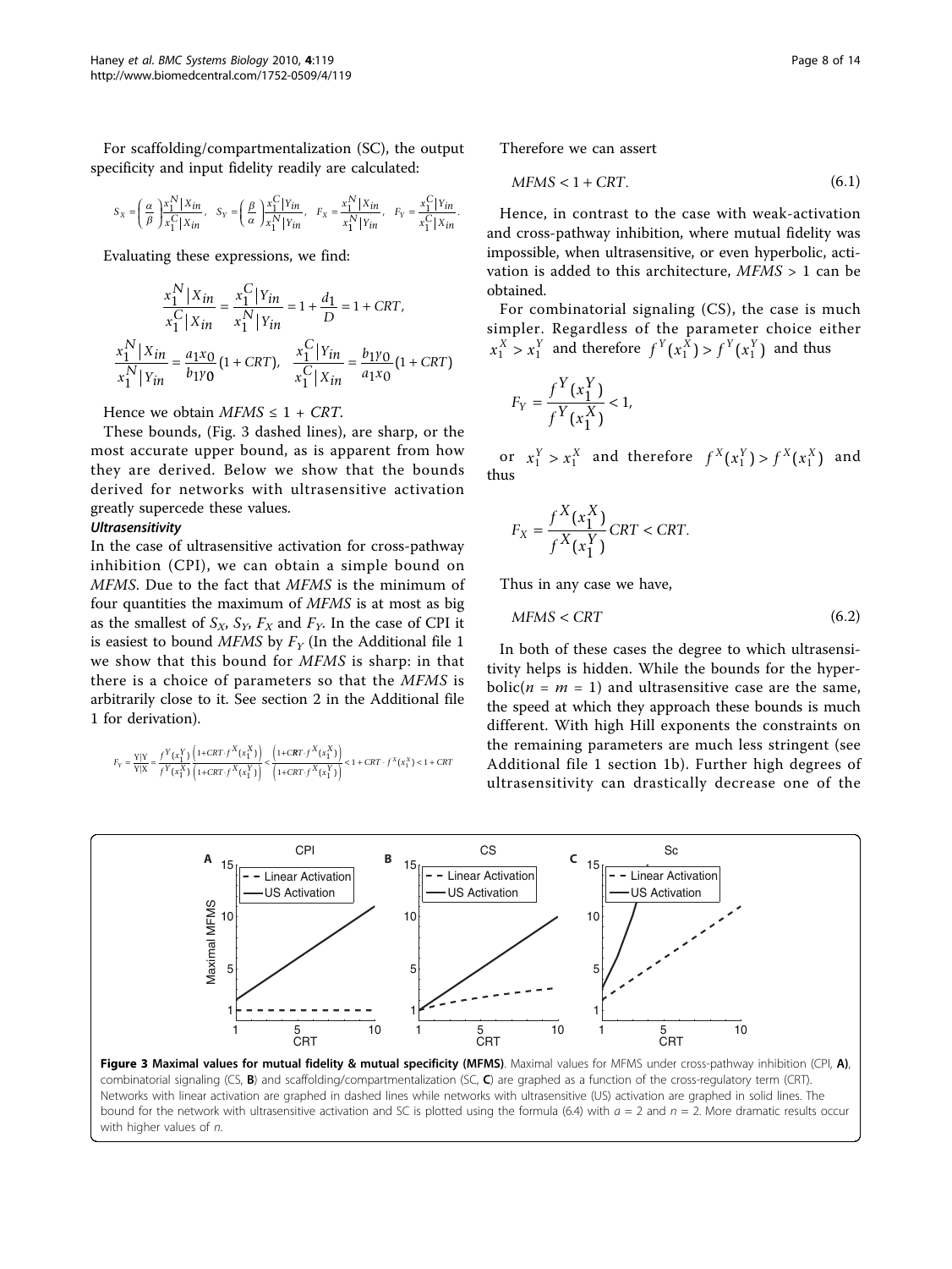For scaffolding/compartmentalization (SC), the output specificity and input fidelity readily are calculated:

$$S_X = \left(\frac{\alpha}{\beta}\right)\frac{x_1^N|X_{in}}{x_1^C|X_{in}}, \quad S_Y = \left(\frac{\beta}{\alpha}\right)\frac{x_1^C|Y_{in}}{x_1^N|Y_{in}}, \quad F_X = \frac{x_1^N|X_{in}}{x_1^N|Y_{in}}, \quad F_Y = \frac{x_1^C|Y_{in}}{x_1^C|X_{in}}.$$

Evaluating these expressions, we find:

$$\frac{x_1^N|X_{in}}{x_1^C|X_{in}} = \frac{x_1^C|Y_{in}}{x_1^N|Y_{in}} = 1 + \frac{d_1}{D} = 1 + CRT,$$

$$\frac{x_1^N|X_{in}}{x_1^N|Y_{in}} = \frac{a_1 x_0}{b_1 y_0}(1 + CRT), \quad \frac{x_1^C|Y_{in}}{x_1^C|X_{in}} = \frac{b_1 y_0}{a_1 x_0}(1 + CRT)$$

Hence we obtain $MFMS \leq 1 + CRT$.

These bounds, (Fig. 3 dashed lines), are sharp, or the most accurate upper bound, as is apparent from how they are derived. Below we show that the bounds derived for networks with ultrasensitive activation greatly supercede these values.

#### *Ultrasensitivity*

In the case of ultrasensitive activation for cross-pathway inhibition (CPI), we can obtain a simple bound on *MFMS*. Due to the fact that *MFMS* is the minimum of four quantities the maximum of *MFMS* is at most as big as the smallest of $S_X$, $S_Y$, $F_X$ and $F_Y$. In the case of CPI it is easiest to bound *MFMS* by $F_Y$ (In the Additional file 1 we show that this bound for *MFMS* is sharp: in that there is a choice of parameters so that the *MFMS* is arbitrarily close to it. See section 2 in the Additional file 1 for derivation).

$$F_Y = \frac{Y|Y}{Y|X} = \frac{f^Y(x_1^Y)}{f^Y(x_1^X)}\frac{\left(1+CRT \cdot f^X(x_1^X)\right)}{\left(1+CRT \cdot f^X(x_1^Y)\right)} < \frac{\left(1+CRT \cdot f^X(x_1^X)\right)}{\left(1+CRT \cdot f^X(x_1^Y)\right)} < 1 + CRT \cdot f^X(x_1^X) < 1 + CRT$$

Therefore we can assert

$$MFMS < 1 + CRT. \tag{6.1}$$

Hence, in contrast to the case with weak-activation and cross-pathway inhibition, where mutual fidelity was impossible, when ultrasensitive, or even hyperbolic, activation is added to this architecture, $MFMS > 1$ can be obtained.

For combinatorial signaling (CS), the case is much simpler. Regardless of the parameter choice either $x_1^X > x_1^Y$ and therefore $f^Y(x_1^X) > f^Y(x_1^Y)$ and thus

$$F_Y = \frac{f^Y(x_1^Y)}{f^Y(x_1^X)} < 1,$$

or $x_1^Y > x_1^X$ and therefore $f^X(x_1^Y) > f^X(x_1^X)$ and thus

$$F_X = \frac{f^X(x_1^X)}{f^X(x_1^Y)}CRT < CRT.$$

Thus in any case we have,

$$MFMS < CRT \tag{6.2}$$

In both of these cases the degree to which ultrasensitivity helps is hidden. While the bounds for the hyperbolic($n = m = 1$) and ultrasensitive case are the same, the speed at which they approach these bounds is much different. With high Hill exponents the constraints on the remaining parameters are much less stringent (see Additional file 1 section 1b). Further high degrees of ultrasensitivity can drastically decrease one of the

**Figure 3 Maximal values for mutual fidelity & mutual specificity (MFMS)**. Maximal values for MFMS under cross-pathway inhibition (CPI, **A**), combinatorial signaling (CS, **B**) and scaffolding/compartmentalization (SC, **C**) are graphed as a function of the cross-regulatory term (CRT). Networks with linear activation are graphed in dashed lines while networks with ultrasensitive (US) activation are graphed in solid lines. The bound for the network with ultrasensitive activation and SC is plotted using the formula (6.4) with $a = 2$ and $n = 2$. More dramatic results occur with higher values of $n$.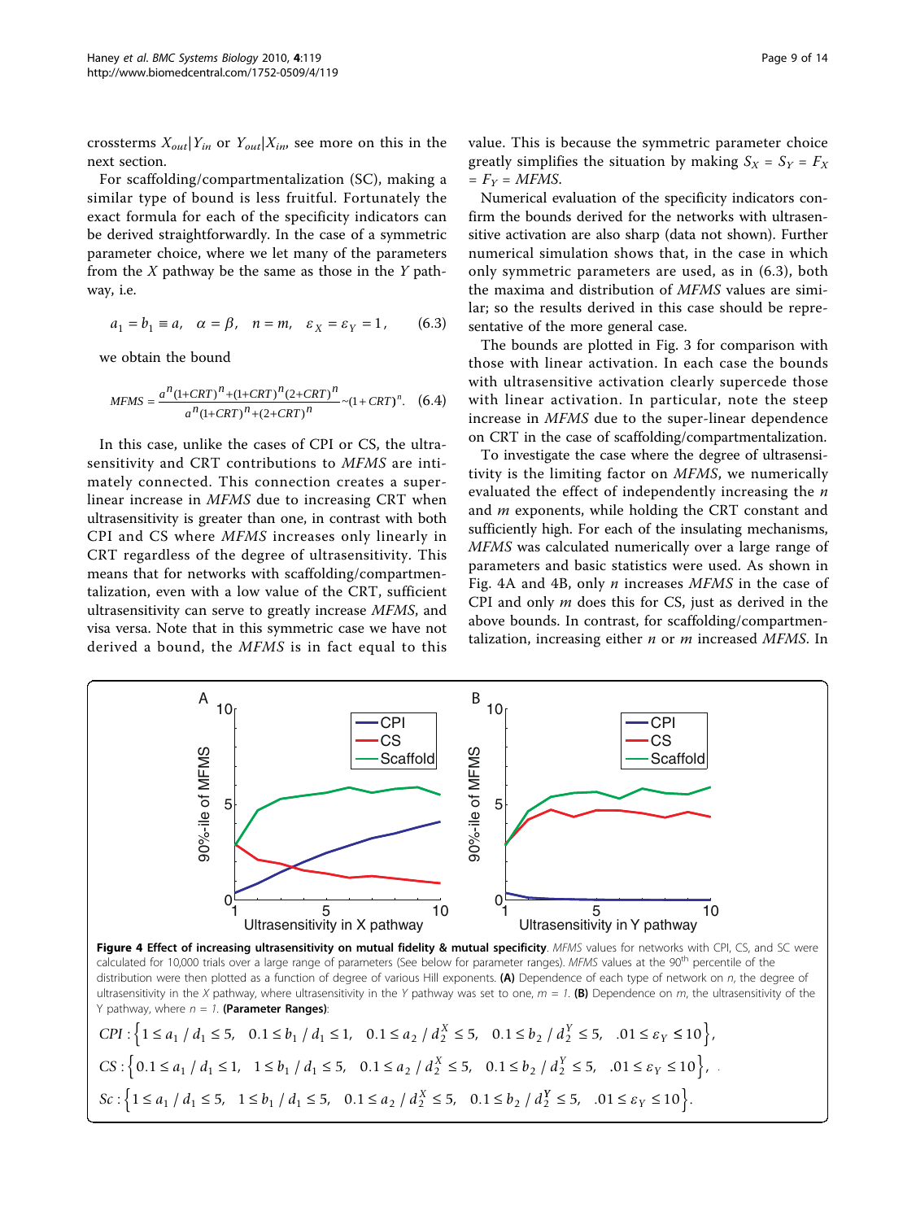crossterms $X_{out}|Y_{in}$ or $Y_{out}|X_{in}$, see more on this in the next section.

For scaffolding/compartmentalization (SC), making a similar type of bound is less fruitful. Fortunately the exact formula for each of the specificity indicators can be derived straightforwardly. In the case of a symmetric parameter choice, where we let many of the parameters from the $X$ pathway be the same as those in the $Y$ pathway, i.e.

$$a_1 = b_1 \equiv a, \quad \alpha = \beta, \quad n = m, \quad \varepsilon_X = \varepsilon_Y = 1, \qquad (6.3)$$

we obtain the bound

$$MFMS = \frac{a^n(1+CRT)^n + (1+CRT)^n(2+CRT)^n}{a^n(1+CRT)^n + (2+CRT)^n} \sim (1+CRT)^n. \quad (6.4)$$

In this case, unlike the cases of CPI or CS, the ultrasensitivity and CRT contributions to *MFMS* are intimately connected. This connection creates a super-linear increase in *MFMS* due to increasing CRT when ultrasensitivity is greater than one, in contrast with both CPI and CS where *MFMS* increases only linearly in CRT regardless of the degree of ultrasensitivity. This means that for networks with scaffolding/compartmentalization, even with a low value of the CRT, sufficient ultrasensitivity can serve to greatly increase *MFMS*, and visa versa. Note that in this symmetric case we have not derived a bound, the *MFMS* is in fact equal to this value. This is because the symmetric parameter choice greatly simplifies the situation by making $S_X = S_Y = F_X = F_Y = MFMS$.

Numerical evaluation of the specificity indicators confirm the bounds derived for the networks with ultrasensitive activation are also sharp (data not shown). Further numerical simulation shows that, in the case in which only symmetric parameters are used, as in (6.3), both the maxima and distribution of *MFMS* values are similar; so the results derived in this case should be representative of the more general case.

The bounds are plotted in Fig. 3 for comparison with those with linear activation. In each case the bounds with ultrasensitive activation clearly supercede those with linear activation. In particular, note the steep increase in *MFMS* due to the super-linear dependence on CRT in the case of scaffolding/compartmentalization.

To investigate the case where the degree of ultrasensitivity is the limiting factor on *MFMS*, we numerically evaluated the effect of independently increasing the $n$ and $m$ exponents, while holding the CRT constant and sufficiently high. For each of the insulating mechanisms, *MFMS* was calculated numerically over a large range of parameters and basic statistics were used. As shown in Fig. 4A and 4B, only $n$ increases *MFMS* in the case of CPI and only $m$ does this for CS, just as derived in the above bounds. In contrast, for scaffolding/compartmentalization, increasing either $n$ or $m$ increased *MFMS*. In

**Figure 4 Effect of increasing ultrasensitivity on mutual fidelity & mutual specificity**. *MFMS* values for networks with CPI, CS, and SC were calculated for 10,000 trials over a large range of parameters (See below for parameter ranges). *MFMS* values at the 90th percentile of the distribution were then plotted as a function of degree of various Hill exponents. **(A)** Dependence of each type of network on $n$, the degree of ultrasensitivity in the $X$ pathway, where ultrasensitivity in the $Y$ pathway was set to one, $m = 1$. **(B)** Dependence on $m$, the ultrasensitivity of the Y pathway, where $n = 1$. **(Parameter Ranges)**:

$$CPI: \left\{1 \le a_1/d_1 \le 5, \quad 0.1 \le b_1/d_1 \le 1, \quad 0.1 \le a_2/d_2^X \le 5, \quad 0.1 \le b_2/d_2^Y \le 5, \quad .01 \le \varepsilon_Y \le 10\right\},$$

$$CS: \left\{0.1 \le a_1/d_1 \le 1, \quad 1 \le b_1/d_1 \le 5, \quad 0.1 \le a_2/d_2^X \le 5, \quad 0.1 \le b_2/d_2^Y \le 5, \quad .01 \le \varepsilon_Y \le 10\right\},$$

$$Sc: \left\{1 \le a_1/d_1 \le 5, \quad 1 \le b_1/d_1 \le 5, \quad 0.1 \le a_2/d_2^X \le 5, \quad 0.1 \le b_2/d_2^Y \le 5, \quad .01 \le \varepsilon_Y \le 10\right\}.$$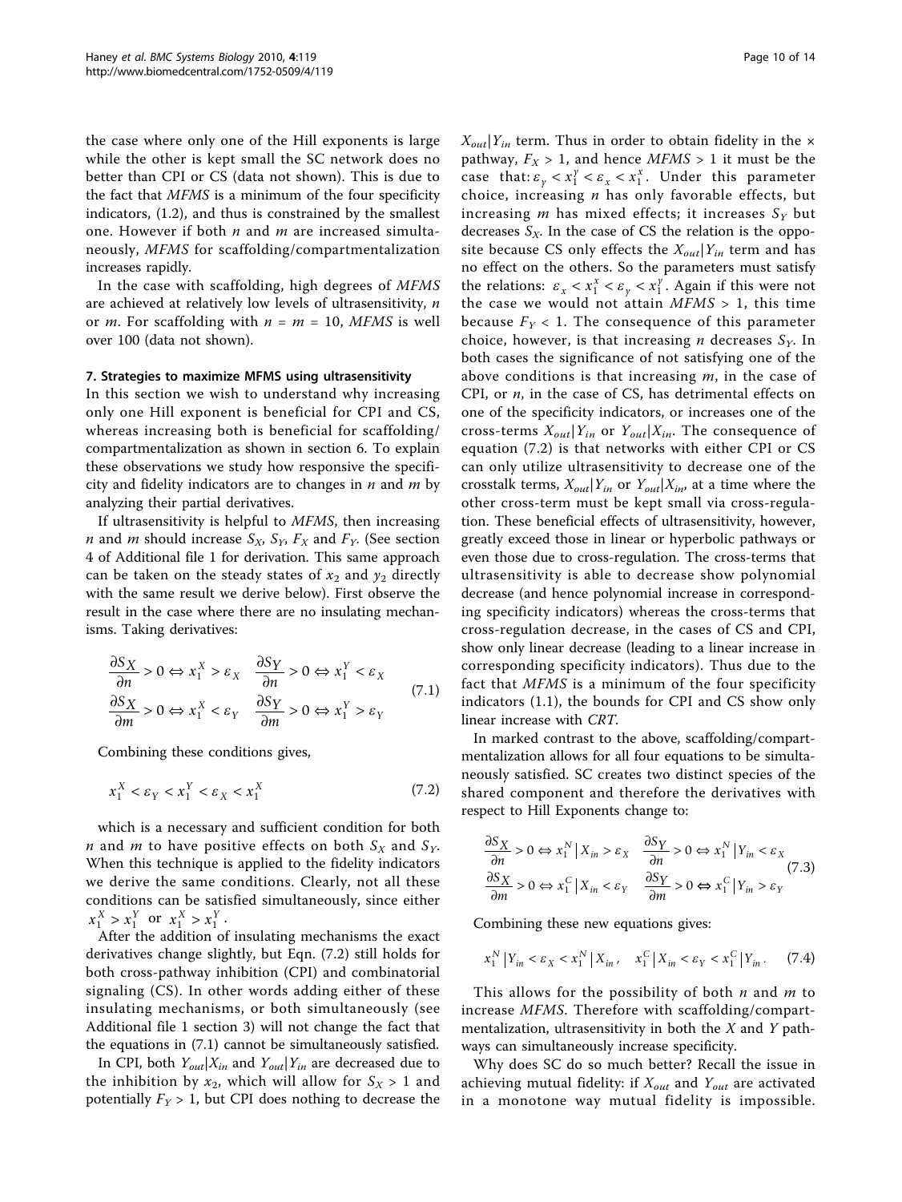the case where only one of the Hill exponents is large while the other is kept small the SC network does no better than CPI or CS (data not shown). This is due to the fact that *MFMS* is a minimum of the four specificity indicators, (1.2), and thus is constrained by the smallest one. However if both $n$ and $m$ are increased simultaneously, *MFMS* for scaffolding/compartmentalization increases rapidly.

In the case with scaffolding, high degrees of *MFMS* are achieved at relatively low levels of ultrasensitivity, $n$ or $m$. For scaffolding with $n = m = 10$, *MFMS* is well over 100 (data not shown).

#### 7. Strategies to maximize MFMS using ultrasensitivity

In this section we wish to understand why increasing only one Hill exponent is beneficial for CPI and CS, whereas increasing both is beneficial for scaffolding/compartmentalization as shown in section 6. To explain these observations we study how responsive the specificity and fidelity indicators are to changes in $n$ and $m$ by analyzing their partial derivatives.

If ultrasensitivity is helpful to *MFMS*, then increasing $n$ and $m$ should increase $S_X$, $S_Y$, $F_X$ and $F_Y$. (See section 4 of Additional file 1 for derivation. This same approach can be taken on the steady states of $x_2$ and $y_2$ directly with the same result we derive below). First observe the result in the case where there are no insulating mechanisms. Taking derivatives:

$$\frac{\partial S_X}{\partial n} > 0 \Leftrightarrow x_1^X > \varepsilon_X \quad \frac{\partial S_Y}{\partial n} > 0 \Leftrightarrow x_1^Y < \varepsilon_X$$
$$\frac{\partial S_X}{\partial m} > 0 \Leftrightarrow x_1^X < \varepsilon_Y \quad \frac{\partial S_Y}{\partial m} > 0 \Leftrightarrow x_1^Y > \varepsilon_Y \tag{7.1}$$

Combining these conditions gives,

$$x_1^X < \varepsilon_Y < x_1^Y < \varepsilon_X < x_1^X \tag{7.2}$$

which is a necessary and sufficient condition for both $n$ and $m$ to have positive effects on both $S_X$ and $S_Y$. When this technique is applied to the fidelity indicators we derive the same conditions. Clearly, not all these conditions can be satisfied simultaneously, since either $x_1^X > x_1^Y$ or $x_1^X > x_1^Y$.

After the addition of insulating mechanisms the exact derivatives change slightly, but Eqn. (7.2) still holds for both cross-pathway inhibition (CPI) and combinatorial signaling (CS). In other words adding either of these insulating mechanisms, or both simultaneously (see Additional file 1 section 3) will not change the fact that the equations in (7.1) cannot be simultaneously satisfied.

In CPI, both $Y_{out}|X_{in}$ and $Y_{out}|Y_{in}$ are decreased due to the inhibition by $x_2$, which will allow for $S_X > 1$ and potentially $F_Y > 1$, but CPI does nothing to decrease the $X_{out}|Y_{in}$ term. Thus in order to obtain fidelity in the × pathway, $F_X > 1$, and hence $MFMS > 1$ it must be the case that: $\varepsilon_y < x_1^y < \varepsilon_x < x_1^x$. Under this parameter choice, increasing $n$ has only favorable effects, but increasing $m$ has mixed effects; it increases $S_Y$ but decreases $S_X$. In the case of CS the relation is the opposite because CS only effects the $X_{out}|Y_{in}$ term and has no effect on the others. So the parameters must satisfy the relations: $\varepsilon_x < x_1^x < \varepsilon_y < x_1^Y$. Again if this were not the case we would not attain $MFMS > 1$, this time because $F_Y < 1$. The consequence of this parameter choice, however, is that increasing $n$ decreases $S_Y$. In both cases the significance of not satisfying one of the above conditions is that increasing $m$, in the case of CPI, or $n$, in the case of CS, has detrimental effects on one of the specificity indicators, or increases one of the cross-terms $X_{out}|Y_{in}$ or $Y_{out}|X_{in}$. The consequence of equation (7.2) is that networks with either CPI or CS can only utilize ultrasensitivity to decrease one of the crosstalk terms, $X_{out}|Y_{in}$ or $Y_{out}|X_{in}$, at a time where the other cross-term must be kept small via cross-regulation. These beneficial effects of ultrasensitivity, however, greatly exceed those in linear or hyperbolic pathways or even those due to cross-regulation. The cross-terms that ultrasensitivity is able to decrease show polynomial decrease (and hence polynomial increase in corresponding specificity indicators) whereas the cross-terms that cross-regulation decrease, in the cases of CS and CPI, show only linear decrease (leading to a linear increase in corresponding specificity indicators). Thus due to the fact that *MFMS* is a minimum of the four specificity indicators (1.1), the bounds for CPI and CS show only linear increase with *CRT*.

In marked contrast to the above, scaffolding/compartmentalization allows for all four equations to be simultaneously satisfied. SC creates two distinct species of the shared component and therefore the derivatives with respect to Hill Exponents change to:

$$\frac{\partial S_X}{\partial n} > 0 \Leftrightarrow x_1^N \,|\, X_{in} > \varepsilon_X \quad \frac{\partial S_Y}{\partial n} > 0 \Leftrightarrow x_1^N \,|\, Y_{in} < \varepsilon_X$$
$$\frac{\partial S_X}{\partial m} > 0 \Leftrightarrow x_1^C \,|\, X_{in} < \varepsilon_Y \quad \frac{\partial S_Y}{\partial m} > 0 \Leftrightarrow x_1^C \,|\, Y_{in} > \varepsilon_Y \tag{7.3}$$

Combining these new equations gives:

$$x_1^N \,|\, Y_{in} < \varepsilon_X < x_1^N \,|\, X_{in}, \quad x_1^C \,|\, X_{in} < \varepsilon_Y < x_1^C \,|\, Y_{in}. \tag{7.4}$$

This allows for the possibility of both $n$ and $m$ to increase *MFMS*. Therefore with scaffolding/compartmentalization, ultrasensitivity in both the $X$ and $Y$ pathways can simultaneously increase specificity.

Why does SC do so much better? Recall the issue in achieving mutual fidelity: if $X_{out}$ and $Y_{out}$ are activated in a monotone way mutual fidelity is impossible.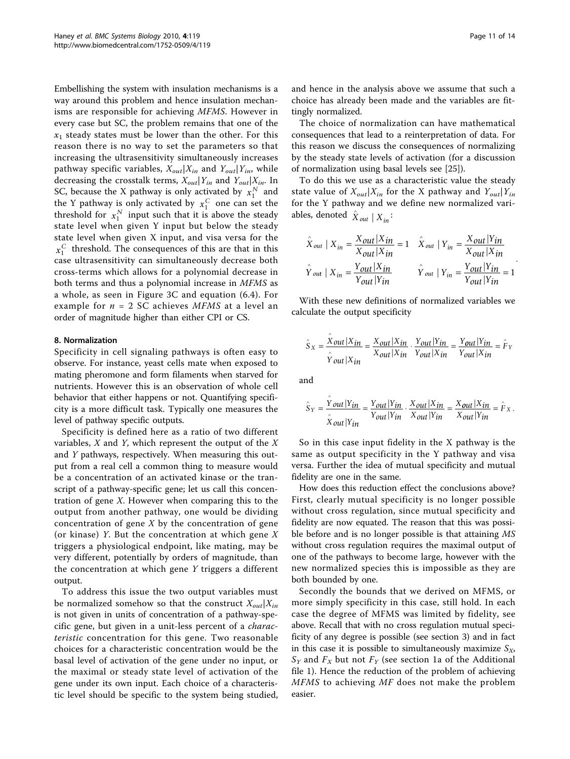Embellishing the system with insulation mechanisms is a way around this problem and hence insulation mechanisms are responsible for achieving *MFMS*. However in every case but SC, the problem remains that one of the $x_1$ steady states must be lower than the other. For this reason there is no way to set the parameters so that increasing the ultrasensitivity simultaneously increases pathway specific variables, $X_{out}|X_{in}$ and $Y_{out}|Y_{in}$, while decreasing the crosstalk terms, $X_{out}|Y_{in}$ and $Y_{out}|X_{in}$. In SC, because the X pathway is only activated by $x_1^N$ and the Y pathway is only activated by $x_1^C$ one can set the threshold for $x_1^N$ input such that it is above the steady state level when given Y input but below the steady state level when given X input, and visa versa for the $x_1^C$ threshold. The consequences of this are that in this case ultrasensitivity can simultaneously decrease both cross-terms which allows for a polynomial decrease in both terms and thus a polynomial increase in *MFMS* as a whole, as seen in Figure 3C and equation (6.4). For example for $n = 2$ SC achieves *MFMS* at a level an order of magnitude higher than either CPI or CS.

### 8. Normalization

Specificity in cell signaling pathways is often easy to observe. For instance, yeast cells mate when exposed to mating pheromone and form filaments when starved for nutrients. However this is an observation of whole cell behavior that either happens or not. Quantifying specificity is a more difficult task. Typically one measures the level of pathway specific outputs.

Specificity is defined here as a ratio of two different variables, $X$ and $Y$, which represent the output of the $X$ and $Y$ pathways, respectively. When measuring this output from a real cell a common thing to measure would be a concentration of an activated kinase or the transcript of a pathway-specific gene; let us call this concentration of gene $X$. However when comparing this to the output from another pathway, one would be dividing concentration of gene $X$ by the concentration of gene (or kinase) $Y$. But the concentration at which gene $X$ triggers a physiological endpoint, like mating, may be very different, potentially by orders of magnitude, than the concentration at which gene $Y$ triggers a different output.

To address this issue the two output variables must be normalized somehow so that the construct $X_{out}|X_{in}$ is not given in units of concentration of a pathway-specific gene, but given in a unit-less percent of a *characteristic* concentration for this gene. Two reasonable choices for a characteristic concentration would be the basal level of activation of the gene under no input, or the maximal or steady state level of activation of the gene under its own input. Each choice of a characteristic level should be specific to the system being studied, and hence in the analysis above we assume that such a choice has already been made and the variables are fittingly normalized.

The choice of normalization can have mathematical consequences that lead to a reinterpretation of data. For this reason we discuss the consequences of normalizing by the steady state levels of activation (for a discussion of normalization using basal levels see [25]).

To do this we use as a characteristic value the steady state value of $X_{out}|X_{in}$ for the X pathway and $Y_{out}|Y_{in}$ for the Y pathway and we define new normalized variables, denoted $\hat{X}_{out} \mid X_{in}$:

$$\hat{X}_{out} \mid X_{in} = \frac{X_{out}|X_{in}}{X_{out}|X_{in}} = 1 \quad \hat{X}_{out} \mid Y_{in} = \frac{X_{out}|Y_{in}}{X_{out}|X_{in}}$$
$$\hat{Y}_{out} \mid X_{in} = \frac{Y_{out}|X_{in}}{Y_{out}|Y_{in}} \qquad \hat{Y}_{out} \mid Y_{in} = \frac{Y_{out}|Y_{in}}{Y_{out}|Y_{in}} = 1.$$

With these new definitions of normalized variables we calculate the output specificity

$$\hat{S}_X = \frac{\hat{X}_{out}|X_{in}}{\hat{Y}_{out}|X_{in}} = \frac{X_{out}|X_{in}}{X_{out}|X_{in}} \cdot \frac{Y_{out}|Y_{in}}{Y_{out}|X_{in}} = \frac{Y_{out}|Y_{in}}{Y_{out}|X_{in}} = \hat{F}_Y$$

and

$$\hat{S}_Y = \frac{\hat{Y}_{out}|Y_{in}}{\hat{X}_{out}|Y_{in}} = \frac{Y_{out}|Y_{in}}{Y_{out}|Y_{in}} \cdot \frac{X_{out}|X_{in}}{X_{out}|Y_{in}} = \frac{X_{out}|X_{in}}{X_{out}|Y_{in}} = \hat{F}_X.$$

So in this case input fidelity in the X pathway is the same as output specificity in the Y pathway and visa versa. Further the idea of mutual specificity and mutual fidelity are one in the same.

How does this reduction effect the conclusions above? First, clearly mutual specificity is no longer possible without cross regulation, since mutual specificity and fidelity are now equated. The reason that this was possible before and is no longer possible is that attaining *MS* without cross regulation requires the maximal output of one of the pathways to become large, however with the new normalized species this is impossible as they are both bounded by one.

Secondly the bounds that we derived on MFMS, or more simply specificity in this case, still hold. In each case the degree of MFMS was limited by fidelity, see above. Recall that with no cross regulation mutual specificity of any degree is possible (see section 3) and in fact in this case it is possible to simultaneously maximize $S_X$, $S_Y$ and $F_X$ but not $F_Y$ (see section 1a of the Additional file 1). Hence the reduction of the problem of achieving *MFMS* to achieving *MF* does not make the problem easier.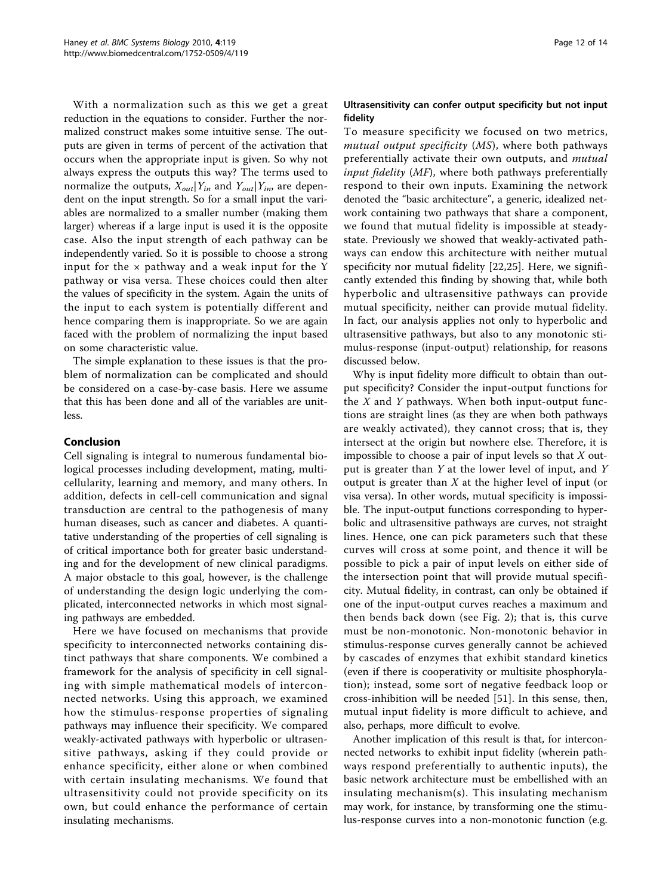With a normalization such as this we get a great reduction in the equations to consider. Further the normalized construct makes some intuitive sense. The outputs are given in terms of percent of the activation that occurs when the appropriate input is given. So why not always express the outputs this way? The terms used to normalize the outputs, $X_{out}|Y_{in}$ and $Y_{out}|Y_{in}$, are dependent on the input strength. So for a small input the variables are normalized to a smaller number (making them larger) whereas if a large input is used it is the opposite case. Also the input strength of each pathway can be independently varied. So it is possible to choose a strong input for the × pathway and a weak input for the Y pathway or visa versa. These choices could then alter the values of specificity in the system. Again the units of the input to each system is potentially different and hence comparing them is inappropriate. So we are again faced with the problem of normalizing the input based on some characteristic value.

The simple explanation to these issues is that the problem of normalization can be complicated and should be considered on a case-by-case basis. Here we assume that this has been done and all of the variables are unitless.

## Conclusion

Cell signaling is integral to numerous fundamental biological processes including development, mating, multicellularity, learning and memory, and many others. In addition, defects in cell-cell communication and signal transduction are central to the pathogenesis of many human diseases, such as cancer and diabetes. A quantitative understanding of the properties of cell signaling is of critical importance both for greater basic understanding and for the development of new clinical paradigms. A major obstacle to this goal, however, is the challenge of understanding the design logic underlying the complicated, interconnected networks in which most signaling pathways are embedded.

Here we have focused on mechanisms that provide specificity to interconnected networks containing distinct pathways that share components. We combined a framework for the analysis of specificity in cell signaling with simple mathematical models of interconnected networks. Using this approach, we examined how the stimulus-response properties of signaling pathways may influence their specificity. We compared weakly-activated pathways with hyperbolic or ultrasensitive pathways, asking if they could provide or enhance specificity, either alone or when combined with certain insulating mechanisms. We found that ultrasensitivity could not provide specificity on its own, but could enhance the performance of certain insulating mechanisms.

### Ultrasensitivity can confer output specificity but not input fidelity

To measure specificity we focused on two metrics, *mutual output specificity* (*MS*), where both pathways preferentially activate their own outputs, and *mutual input fidelity* (*MF*), where both pathways preferentially respond to their own inputs. Examining the network denoted the "basic architecture", a generic, idealized network containing two pathways that share a component, we found that mutual fidelity is impossible at steady-state. Previously we showed that weakly-activated pathways can endow this architecture with neither mutual specificity nor mutual fidelity [22,25]. Here, we significantly extended this finding by showing that, while both hyperbolic and ultrasensitive pathways can provide mutual specificity, neither can provide mutual fidelity. In fact, our analysis applies not only to hyperbolic and ultrasensitive pathways, but also to any monotonic stimulus-response (input-output) relationship, for reasons discussed below.

Why is input fidelity more difficult to obtain than output specificity? Consider the input-output functions for the $X$ and $Y$ pathways. When both input-output functions are straight lines (as they are when both pathways are weakly activated), they cannot cross; that is, they intersect at the origin but nowhere else. Therefore, it is impossible to choose a pair of input levels so that $X$ output is greater than $Y$ at the lower level of input, and $Y$ output is greater than $X$ at the higher level of input (or visa versa). In other words, mutual specificity is impossible. The input-output functions corresponding to hyperbolic and ultrasensitive pathways are curves, not straight lines. Hence, one can pick parameters such that these curves will cross at some point, and thence it will be possible to pick a pair of input levels on either side of the intersection point that will provide mutual specificity. Mutual fidelity, in contrast, can only be obtained if one of the input-output curves reaches a maximum and then bends back down (see Fig. 2); that is, this curve must be non-monotonic. Non-monotonic behavior in stimulus-response curves generally cannot be achieved by cascades of enzymes that exhibit standard kinetics (even if there is cooperativity or multisite phosphorylation); instead, some sort of negative feedback loop or cross-inhibition will be needed [51]. In this sense, then, mutual input fidelity is more difficult to achieve, and also, perhaps, more difficult to evolve.

Another implication of this result is that, for interconnected networks to exhibit input fidelity (wherein pathways respond preferentially to authentic inputs), the basic network architecture must be embellished with an insulating mechanism(s). This insulating mechanism may work, for instance, by transforming one the stimulus-response curves into a non-monotonic function (e.g.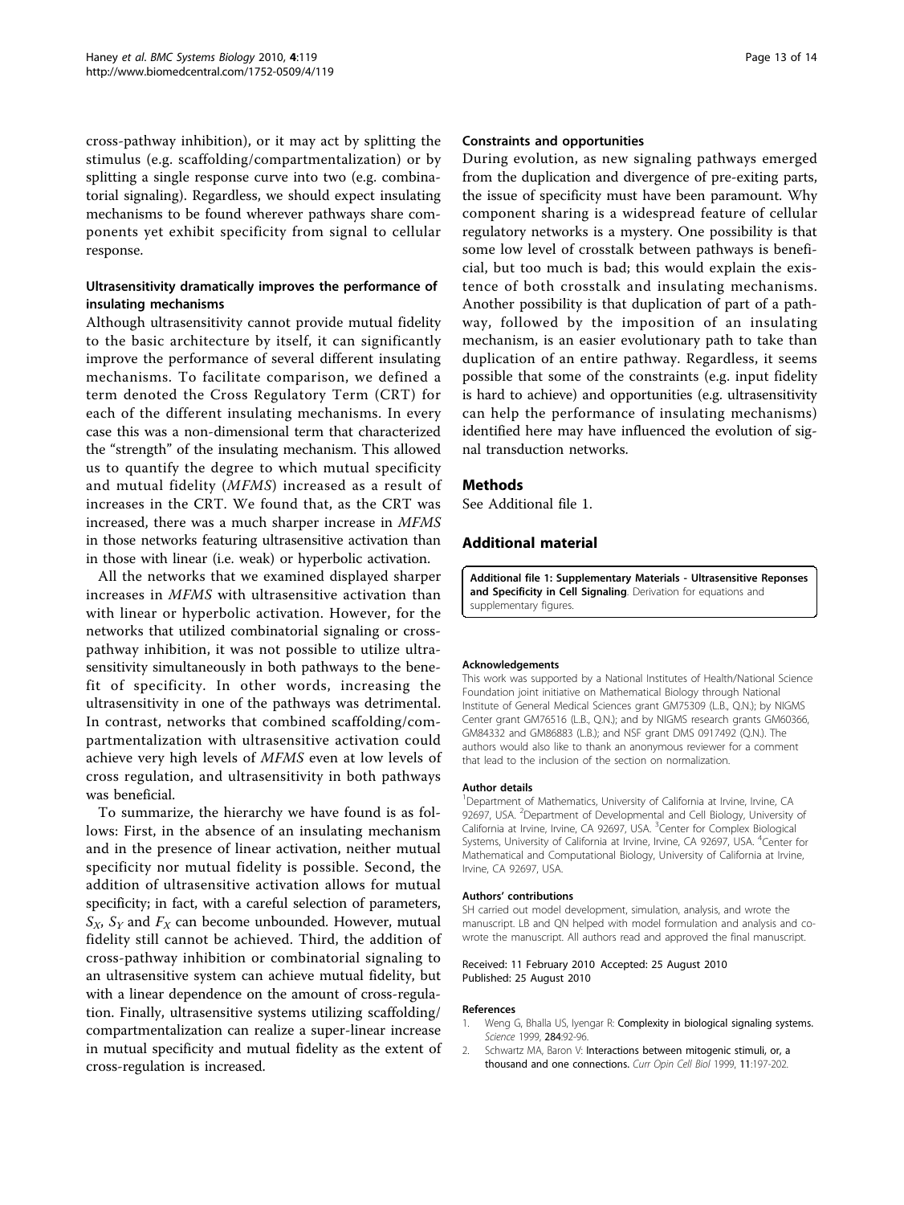cross-pathway inhibition), or it may act by splitting the stimulus (e.g. scaffolding/compartmentalization) or by splitting a single response curve into two (e.g. combinatorial signaling). Regardless, we should expect insulating mechanisms to be found wherever pathways share components yet exhibit specificity from signal to cellular response.

### Ultrasensitivity dramatically improves the performance of insulating mechanisms

Although ultrasensitivity cannot provide mutual fidelity to the basic architecture by itself, it can significantly improve the performance of several different insulating mechanisms. To facilitate comparison, we defined a term denoted the Cross Regulatory Term (CRT) for each of the different insulating mechanisms. In every case this was a non-dimensional term that characterized the "strength" of the insulating mechanism. This allowed us to quantify the degree to which mutual specificity and mutual fidelity (*MFMS*) increased as a result of increases in the CRT. We found that, as the CRT was increased, there was a much sharper increase in *MFMS* in those networks featuring ultrasensitive activation than in those with linear (i.e. weak) or hyperbolic activation.

All the networks that we examined displayed sharper increases in *MFMS* with ultrasensitive activation than with linear or hyperbolic activation. However, for the networks that utilized combinatorial signaling or cross-pathway inhibition, it was not possible to utilize ultrasensitivity simultaneously in both pathways to the benefit of specificity. In other words, increasing the ultrasensitivity in one of the pathways was detrimental. In contrast, networks that combined scaffolding/compartmentalization with ultrasensitive activation could achieve very high levels of *MFMS* even at low levels of cross regulation, and ultrasensitivity in both pathways was beneficial.

To summarize, the hierarchy we have found is as follows: First, in the absence of an insulating mechanism and in the presence of linear activation, neither mutual specificity nor mutual fidelity is possible. Second, the addition of ultrasensitive activation allows for mutual specificity; in fact, with a careful selection of parameters, $S_X$, $S_Y$ and $F_X$ can become unbounded. However, mutual fidelity still cannot be achieved. Third, the addition of cross-pathway inhibition or combinatorial signaling to an ultrasensitive system can achieve mutual fidelity, but with a linear dependence on the amount of cross-regulation. Finally, ultrasensitive systems utilizing scaffolding/compartmentalization can realize a super-linear increase in mutual specificity and mutual fidelity as the extent of cross-regulation is increased.

### Constraints and opportunities

During evolution, as new signaling pathways emerged from the duplication and divergence of pre-exiting parts, the issue of specificity must have been paramount. Why component sharing is a widespread feature of cellular regulatory networks is a mystery. One possibility is that some low level of crosstalk between pathways is beneficial, but too much is bad; this would explain the existence of both crosstalk and insulating mechanisms. Another possibility is that duplication of part of a pathway, followed by the imposition of an insulating mechanism, is an easier evolutionary path to take than duplication of an entire pathway. Regardless, it seems possible that some of the constraints (e.g. input fidelity is hard to achieve) and opportunities (e.g. ultrasensitivity can help the performance of insulating mechanisms) identified here may have influenced the evolution of signal transduction networks.

## Methods

See Additional file 1.

## Additional material

**Additional file 1: Supplementary Materials - Ultrasensitive Reponses and Specificity in Cell Signaling**. Derivation for equations and supplementary figures.

#### Acknowledgements

This work was supported by a National Institutes of Health/National Science Foundation joint initiative on Mathematical Biology through National Institute of General Medical Sciences grant GM75309 (L.B., Q.N.); by NIGMS Center grant GM76516 (L.B., Q.N.); and by NIGMS research grants GM60366, GM84332 and GM86883 (L.B.); and NSF grant DMS 0917492 (Q.N.). The authors would also like to thank an anonymous reviewer for a comment that lead to the inclusion of the section on normalization.

#### Author details

[1]Department of Mathematics, University of California at Irvine, Irvine, CA 92697, USA. [2]Department of Developmental and Cell Biology, University of California at Irvine, Irvine, CA 92697, USA. [3]Center for Complex Biological Systems, University of California at Irvine, Irvine, CA 92697, USA. [4]Center for Mathematical and Computational Biology, University of California at Irvine, Irvine, CA 92697, USA.

#### Authors' contributions

SH carried out model development, simulation, analysis, and wrote the manuscript. LB and QN helped with model formulation and analysis and co-wrote the manuscript. All authors read and approved the final manuscript.

Received: 11 February 2010 Accepted: 25 August 2010
Published: 25 August 2010

#### References

1. Weng G, Bhalla US, Iyengar R: **Complexity in biological signaling systems.** *Science* 1999, **284**:92-96.
2. Schwartz MA, Baron V: **Interactions between mitogenic stimuli, or, a thousand and one connections.** *Curr Opin Cell Biol* 1999, **11**:197-202.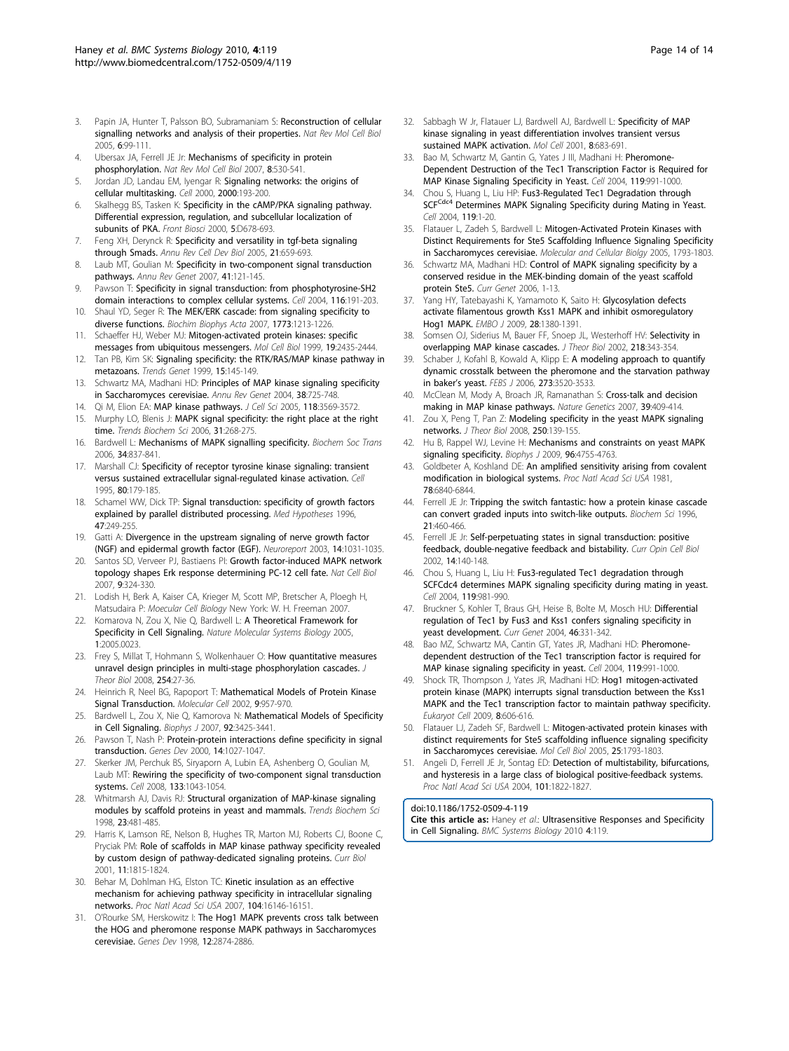3. Papin JA, Hunter T, Palsson BO, Subramaniam S: **Reconstruction of cellular signalling networks and analysis of their properties.** *Nat Rev Mol Cell Biol* 2005, **6**:99-111.
4. Ubersax JA, Ferrell JE Jr: **Mechanisms of specificity in protein phosphorylation.** *Nat Rev Mol Cell Biol* 2007, **8**:530-541.
5. Jordan JD, Landau EM, Iyengar R: **Signaling networks: the origins of cellular multitasking.** *Cell* 2000, **2000**:193-200.
6. Skalhegg BS, Tasken K: **Specificity in the cAMP/PKA signaling pathway. Differential expression, regulation, and subcellular localization of subunits of PKA.** *Front Biosci* 2000, **5**:D678-693.
7. Feng XH, Derynck R: **Specificity and versatility in tgf-beta signaling through Smads.** *Annu Rev Cell Dev Biol* 2005, **21**:659-693.
8. Laub MT, Goulian M: **Specificity in two-component signal transduction pathways.** *Annu Rev Genet* 2007, **41**:121-145.
9. Pawson T: **Specificity in signal transduction: from phosphotyrosine-SH2 domain interactions to complex cellular systems.** *Cell* 2004, **116**:191-203.
10. Shaul YD, Seger R: **The MEK/ERK cascade: from signaling specificity to diverse functions.** *Biochim Biophys Acta* 2007, **1773**:1213-1226.
11. Schaeffer HJ, Weber MJ: **Mitogen-activated protein kinases: specific messages from ubiquitous messengers.** *Mol Cell Biol* 1999, **19**:2435-2444.
12. Tan PB, Kim SK: **Signaling specificity: the RTK/RAS/MAP kinase pathway in metazoans.** *Trends Genet* 1999, **15**:145-149.
13. Schwartz MA, Madhani HD: **Principles of MAP kinase signaling specificity in Saccharomyces cerevisiae.** *Annu Rev Genet* 2004, **38**:725-748.
14. Qi M, Elion EA: **MAP kinase pathways.** *J Cell Sci* 2005, **118**:3569-3572.
15. Murphy LO, Blenis J: **MAPK signal specificity: the right place at the right time.** *Trends Biochem Sci* 2006, **31**:268-275.
16. Bardwell L: **Mechanisms of MAPK signalling specificity.** *Biochem Soc Trans* 2006, **34**:837-841.
17. Marshall CJ: **Specificity of receptor tyrosine kinase signaling: transient versus sustained extracellular signal-regulated kinase activation.** *Cell* 1995, **80**:179-185.
18. Schamel WW, Dick TP: **Signal transduction: specificity of growth factors explained by parallel distributed processing.** *Med Hypotheses* 1996, **47**:249-255.
19. Gatti A: **Divergence in the upstream signaling of nerve growth factor (NGF) and epidermal growth factor (EGF).** *Neuroreport* 2003, **14**:1031-1035.
20. Santos SD, Verveer PJ, Bastiaens PI: **Growth factor-induced MAPK network topology shapes Erk response determining PC-12 cell fate.** *Nat Cell Biol* 2007, **9**:324-330.
21. Lodish H, Berk A, Kaiser CA, Krieger M, Scott MP, Bretscher A, Ploegh H, Matsudaira P: *Moecular Cell Biology* New York: W. H. Freeman 2007.
22. Komarova N, Zou X, Nie Q, Bardwell L: **A Theoretical Framework for Specificity in Cell Signaling.** *Nature Molecular Systems Biology* 2005, **1**:2005.0023.
23. Frey S, Millat T, Hohmann S, Wolkenhauer O: **How quantitative measures unravel design principles in multi-stage phosphorylation cascades.** *J Theor Biol* 2008, **254**:27-36.
24. Heinrich R, Neel BG, Rapoport T: **Mathematical Models of Protein Kinase Signal Transduction.** *Molecular Cell* 2002, **9**:957-970.
25. Bardwell L, Zou X, Nie Q, Kamorova N: **Mathematical Models of Specificity in Cell Signaling.** *Biophys J* 2007, **92**:3425-3441.
26. Pawson T, Nash P: **Protein-protein interactions define specificity in signal transduction.** *Genes Dev* 2000, **14**:1027-1047.
27. Skerker JM, Perchuk BS, Siryaporn A, Lubin EA, Ashenberg O, Goulian M, Laub MT: **Rewiring the specificity of two-component signal transduction systems.** *Cell* 2008, **133**:1043-1054.
28. Whitmarsh AJ, Davis RJ: **Structural organization of MAP-kinase signaling modules by scaffold proteins in yeast and mammals.** *Trends Biochem Sci* 1998, **23**:481-485.
29. Harris K, Lamson RE, Nelson B, Hughes TR, Marton MJ, Roberts CJ, Boone C, Pryciak PM: **Role of scaffolds in MAP kinase pathway specificity revealed by custom design of pathway-dedicated signaling proteins.** *Curr Biol* 2001, **11**:1815-1824.
30. Behar M, Dohlman HG, Elston TC: **Kinetic insulation as an effective mechanism for achieving pathway specificity in intracellular signaling networks.** *Proc Natl Acad Sci USA* 2007, **104**:16146-16151.
31. O'Rourke SM, Herskowitz I: **The Hog1 MAPK prevents cross talk between the HOG and pheromone response MAPK pathways in Saccharomyces cerevisiae.** *Genes Dev* 1998, **12**:2874-2886.
32. Sabbagh W Jr, Flatauer LJ, Bardwell AJ, Bardwell L: **Specificity of MAP kinase signaling in yeast differentiation involves transient versus sustained MAPK activation.** *Mol Cell* 2001, **8**:683-691.
33. Bao M, Schwartz M, Gantin G, Yates J III, Madhani H: **Pheromone-Dependent Destruction of the Tec1 Transcription Factor is Required for MAP Kinase Signaling Specificity in Yeast.** *Cell* 2004, **119**:991-1000.
34. Chou S, Huang L, Liu HP: **Fus3-Regulated Tec1 Degradation through SCF$^{Cdc4}$ Determines MAPK Signaling Specificity during Mating in Yeast.** *Cell* 2004, **119**:1-20.
35. Flatauer L, Zadeh S, Bardwell L: **Mitogen-Activated Protein Kinases with Distinct Requirements for Ste5 Scaffolding Influence Signaling Specificity in Saccharomyces cerevisiae.** *Molecular and Cellular Biolgy* 2005, 1793-1803.
36. Schwartz MA, Madhani HD: **Control of MAPK signaling specificity by a conserved residue in the MEK-binding domain of the yeast scaffold protein Ste5.** *Curr Genet* 2006, 1-13.
37. Yang HY, Tatebayashi K, Yamamoto K, Saito H: **Glycosylation defects activate filamentous growth Kss1 MAPK and inhibit osmoregulatory Hog1 MAPK.** *EMBO J* 2009, **28**:1380-1391.
38. Somsen OJ, Siderius M, Bauer FF, Snoep JL, Westerhoff HV: **Selectivity in overlapping MAP kinase cascades.** *J Theor Biol* 2002, **218**:343-354.
39. Schaber J, Kofahl B, Kowald A, Klipp E: **A modeling approach to quantify dynamic crosstalk between the pheromone and the starvation pathway in baker's yeast.** *FEBS J* 2006, **273**:3520-3533.
40. McClean M, Mody A, Broach JR, Ramanathan S: **Cross-talk and decision making in MAP kinase pathways.** *Nature Genetics* 2007, **39**:409-414.
41. Zou X, Peng T, Pan Z: **Modeling specificity in the yeast MAPK signaling networks.** *J Theor Biol* 2008, **250**:139-155.
42. Hu B, Rappel WJ, Levine H: **Mechanisms and constraints on yeast MAPK signaling specificity.** *Biophys J* 2009, **96**:4755-4763.
43. Goldbeter A, Koshland DE: **An amplified sensitivity arising from covalent modification in biological systems.** *Proc Natl Acad Sci USA* 1981, **78**:6840-6844.
44. Ferrell JE Jr: **Tripping the switch fantastic: how a protein kinase cascade can convert graded inputs into switch-like outputs.** *Biochem Sci* 1996, **21**:460-466.
45. Ferrell JE Jr: **Self-perpetuating states in signal transduction: positive feedback, double-negative feedback and bistability.** *Curr Opin Cell Biol* 2002, **14**:140-148.
46. Chou S, Huang L, Liu H: **Fus3-regulated Tec1 degradation through SCFCdc4 determines MAPK signaling specificity during mating in yeast.** *Cell* 2004, **119**:981-990.
47. Bruckner S, Kohler T, Braus GH, Heise B, Bolte M, Mosch HU: **Differential regulation of Tec1 by Fus3 and Kss1 confers signaling specificity in yeast development.** *Curr Genet* 2004, **46**:331-342.
48. Bao MZ, Schwartz MA, Cantin GT, Yates JR, Madhani HD: **Pheromone-dependent destruction of the Tec1 transcription factor is required for MAP kinase signaling specificity in yeast.** *Cell* 2004, **119**:991-1000.
49. Shock TR, Thompson J, Yates JR, Madhani HD: **Hog1 mitogen-activated protein kinase (MAPK) interrupts signal transduction between the Kss1 MAPK and the Tec1 transcription factor to maintain pathway specificity.** *Eukaryot Cell* 2009, **8**:606-616.
50. Flatauer LJ, Zadeh SF, Bardwell L: **Mitogen-activated protein kinases with distinct requirements for Ste5 scaffolding influence signaling specificity in Saccharomyces cerevisiae.** *Mol Cell Biol* 2005, **25**:1793-1803.
51. Angeli D, Ferrell JE Jr, Sontag ED: **Detection of multistability, bifurcations, and hysteresis in a large class of biological positive-feedback systems.** *Proc Natl Acad Sci USA* 2004, **101**:1822-1827.

doi:10.1186/1752-0509-4-119

**Cite this article as:** Haney *et al.*: Ultrasensitive Responses and Specificity in Cell Signaling. *BMC Systems Biology* 2010 **4**:119.